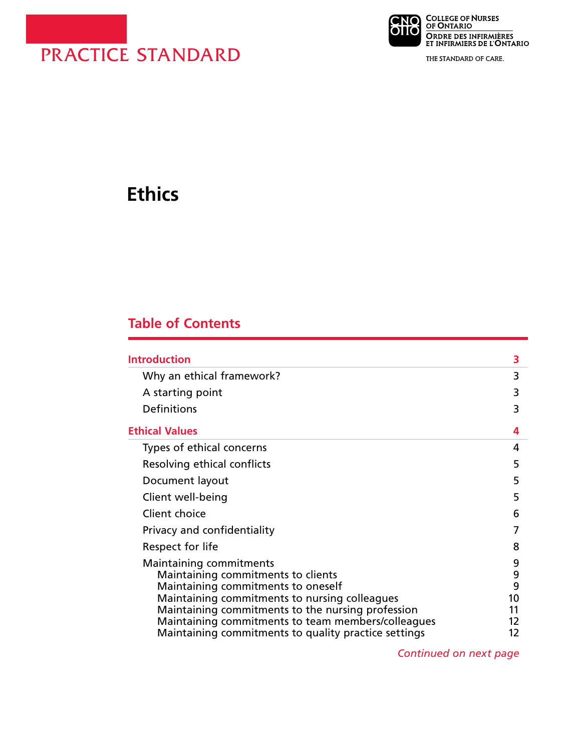PRACTICE STANDARD

College of Nurses of Ontario
Ordre des infirmières et infirmiers de l'Ontario

THE STANDARD OF CARE.

# Ethics

## Table of Contents

| | |
|---|---|
| **Introduction** | **3** |
| Why an ethical framework? | 3 |
| A starting point | 3 |
| Definitions | 3 |
| **Ethical Values** | **4** |
| Types of ethical concerns | 4 |
| Resolving ethical conflicts | 5 |
| Document layout | 5 |
| Client well-being | 5 |
| Client choice | 6 |
| Privacy and confidentiality | 7 |
| Respect for life | 8 |
| Maintaining commitments | 9 |
| Maintaining commitments to clients | 9 |
| Maintaining commitments to oneself | 9 |
| Maintaining commitments to nursing colleagues | 10 |
| Maintaining commitments to the nursing profession | 11 |
| Maintaining commitments to team members/colleagues | 12 |
| Maintaining commitments to quality practice settings | 12 |

*Continued on next page*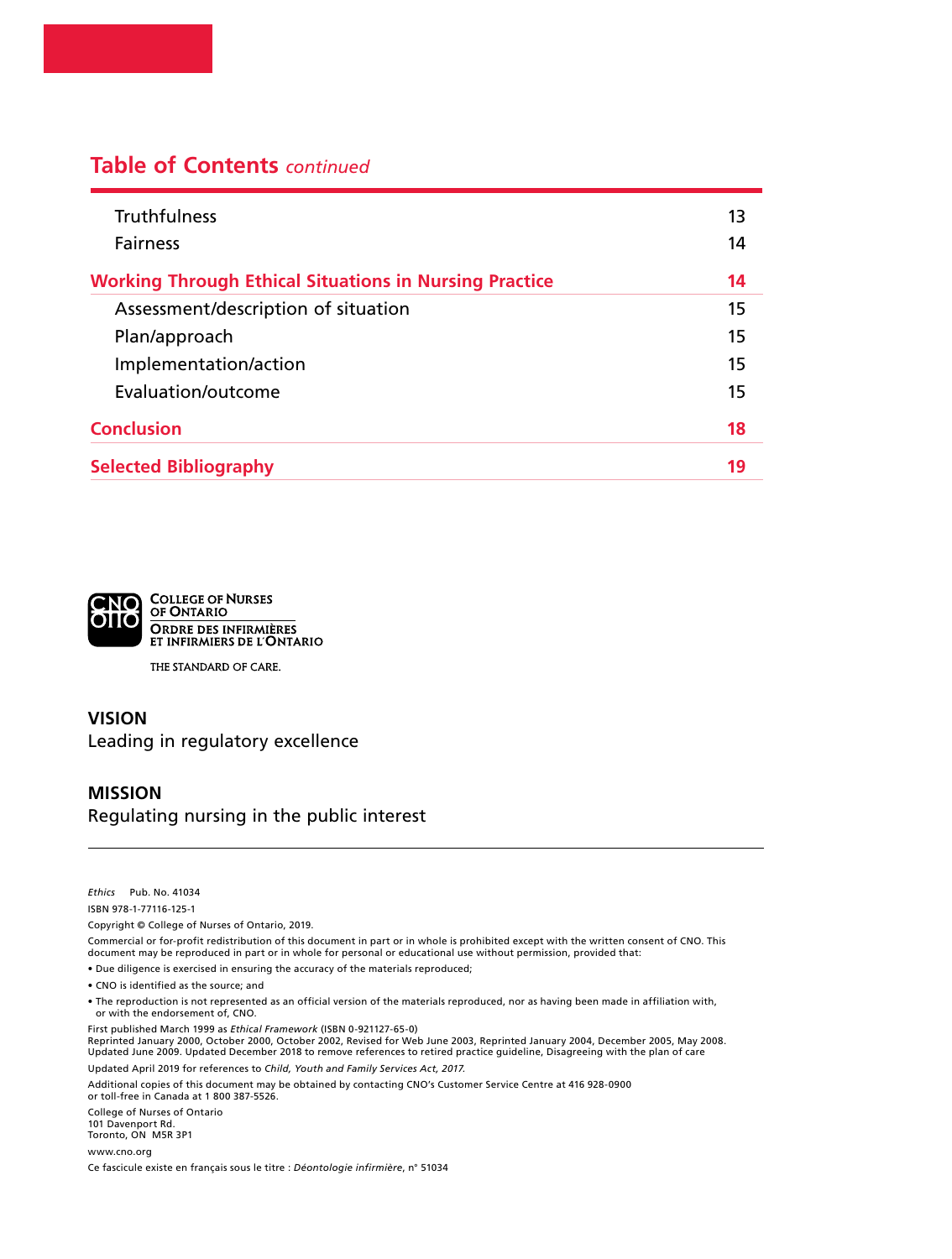## Table of Contents *continued*

| | |
|---|---|
| Truthfulness | 13 |
| Fairness | 14 |
| **Working Through Ethical Situations in Nursing Practice** | **14** |
| Assessment/description of situation | 15 |
| Plan/approach | 15 |
| Implementation/action | 15 |
| Evaluation/outcome | 15 |
| **Conclusion** | **18** |
| **Selected Bibliography** | **19** |

College of Nurses of Ontario
Ordre des infirmières et infirmiers de l'Ontario

THE STANDARD OF CARE.

**VISION**
Leading in regulatory excellence

**MISSION**
Regulating nursing in the public interest

---

*Ethics* Pub. No. 41034

ISBN 978-1-77116-125-1

Copyright © College of Nurses of Ontario, 2019.

Commercial or for-profit redistribution of this document in part or in whole is prohibited except with the written consent of CNO. This document may be reproduced in part or in whole for personal or educational use without permission, provided that:

- Due diligence is exercised in ensuring the accuracy of the materials reproduced;
- CNO is identified as the source; and
- The reproduction is not represented as an official version of the materials reproduced, nor as having been made in affiliation with, or with the endorsement of, CNO.

First published March 1999 as *Ethical Framework* (ISBN 0-921127-65-0)
Reprinted January 2000, October 2000, October 2002, Revised for Web June 2003, Reprinted January 2004, December 2005, May 2008. Updated June 2009. Updated December 2018 to remove references to retired practice guideline, Disagreeing with the plan of care

Updated April 2019 for references to *Child, Youth and Family Services Act, 2017.*

Additional copies of this document may be obtained by contacting CNO's Customer Service Centre at 416 928-0900 or toll-free in Canada at 1 800 387-5526.

College of Nurses of Ontario
101 Davenport Rd.
Toronto, ON M5R 3P1

www.cno.org

Ce fascicule existe en français sous le titre : *Déontologie infirmière*, n° 51034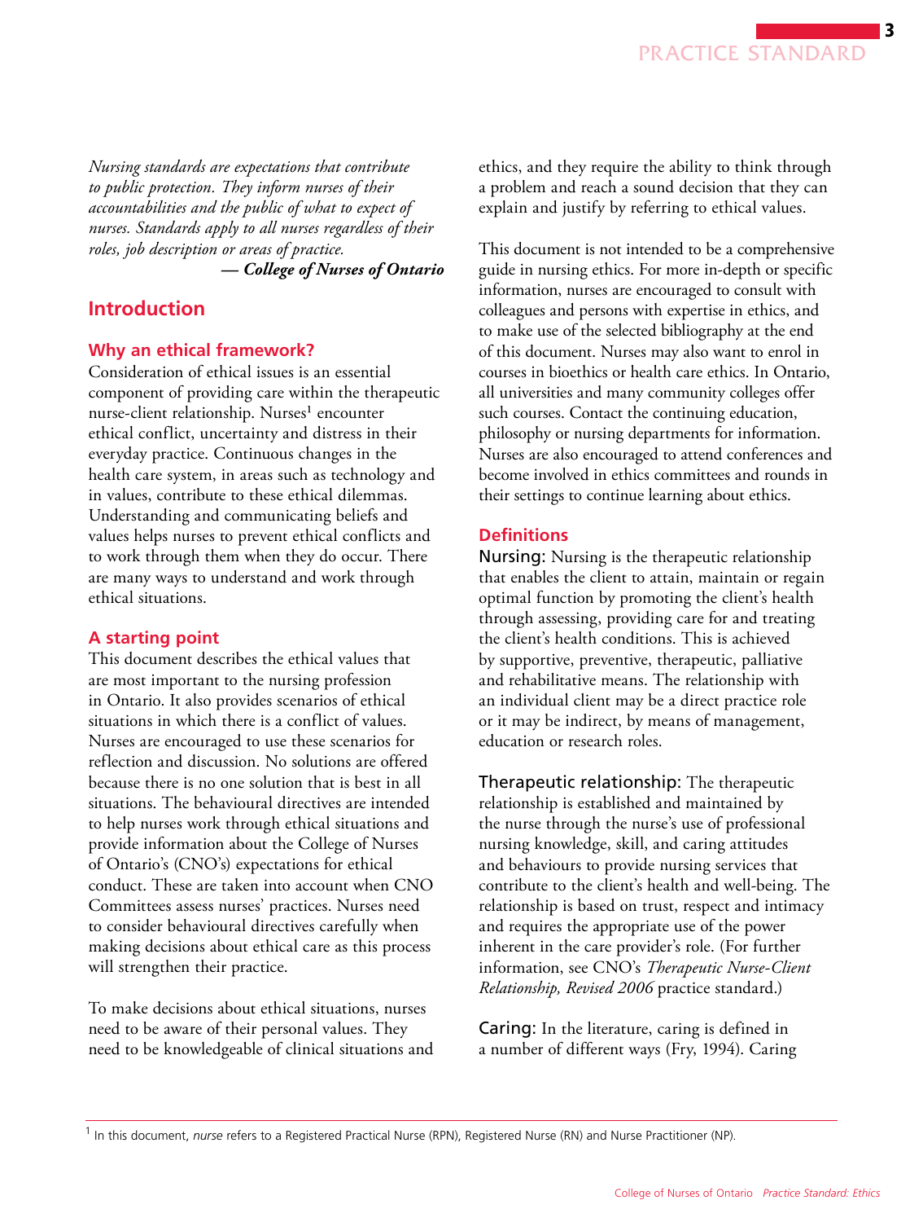*Nursing standards are expectations that contribute to public protection. They inform nurses of their accountabilities and the public of what to expect of nurses. Standards apply to all nurses regardless of their roles, job description or areas of practice.*

***— College of Nurses of Ontario***

## Introduction

### Why an ethical framework?

Consideration of ethical issues is an essential component of providing care within the therapeutic nurse-client relationship. Nurses[1] encounter ethical conflict, uncertainty and distress in their everyday practice. Continuous changes in the health care system, in areas such as technology and in values, contribute to these ethical dilemmas. Understanding and communicating beliefs and values helps nurses to prevent ethical conflicts and to work through them when they do occur. There are many ways to understand and work through ethical situations.

### A starting point

This document describes the ethical values that are most important to the nursing profession in Ontario. It also provides scenarios of ethical situations in which there is a conflict of values. Nurses are encouraged to use these scenarios for reflection and discussion. No solutions are offered because there is no one solution that is best in all situations. The behavioural directives are intended to help nurses work through ethical situations and provide information about the College of Nurses of Ontario's (CNO's) expectations for ethical conduct. These are taken into account when CNO Committees assess nurses' practices. Nurses need to consider behavioural directives carefully when making decisions about ethical care as this process will strengthen their practice.

To make decisions about ethical situations, nurses need to be aware of their personal values. They need to be knowledgeable of clinical situations and ethics, and they require the ability to think through a problem and reach a sound decision that they can explain and justify by referring to ethical values.

This document is not intended to be a comprehensive guide in nursing ethics. For more in-depth or specific information, nurses are encouraged to consult with colleagues and persons with expertise in ethics, and to make use of the selected bibliography at the end of this document. Nurses may also want to enrol in courses in bioethics or health care ethics. In Ontario, all universities and many community colleges offer such courses. Contact the continuing education, philosophy or nursing departments for information. Nurses are also encouraged to attend conferences and become involved in ethics committees and rounds in their settings to continue learning about ethics.

### Definitions

**Nursing:** Nursing is the therapeutic relationship that enables the client to attain, maintain or regain optimal function by promoting the client's health through assessing, providing care for and treating the client's health conditions. This is achieved by supportive, preventive, therapeutic, palliative and rehabilitative means. The relationship with an individual client may be a direct practice role or it may be indirect, by means of management, education or research roles.

**Therapeutic relationship:** The therapeutic relationship is established and maintained by the nurse through the nurse's use of professional nursing knowledge, skill, and caring attitudes and behaviours to provide nursing services that contribute to the client's health and well-being. The relationship is based on trust, respect and intimacy and requires the appropriate use of the power inherent in the care provider's role. (For further information, see CNO's *Therapeutic Nurse-Client Relationship, Revised 2006* practice standard.)

**Caring:** In the literature, caring is defined in a number of different ways (Fry, 1994). Caring

---

[1] In this document, *nurse* refers to a Registered Practical Nurse (RPN), Registered Nurse (RN) and Nurse Practitioner (NP).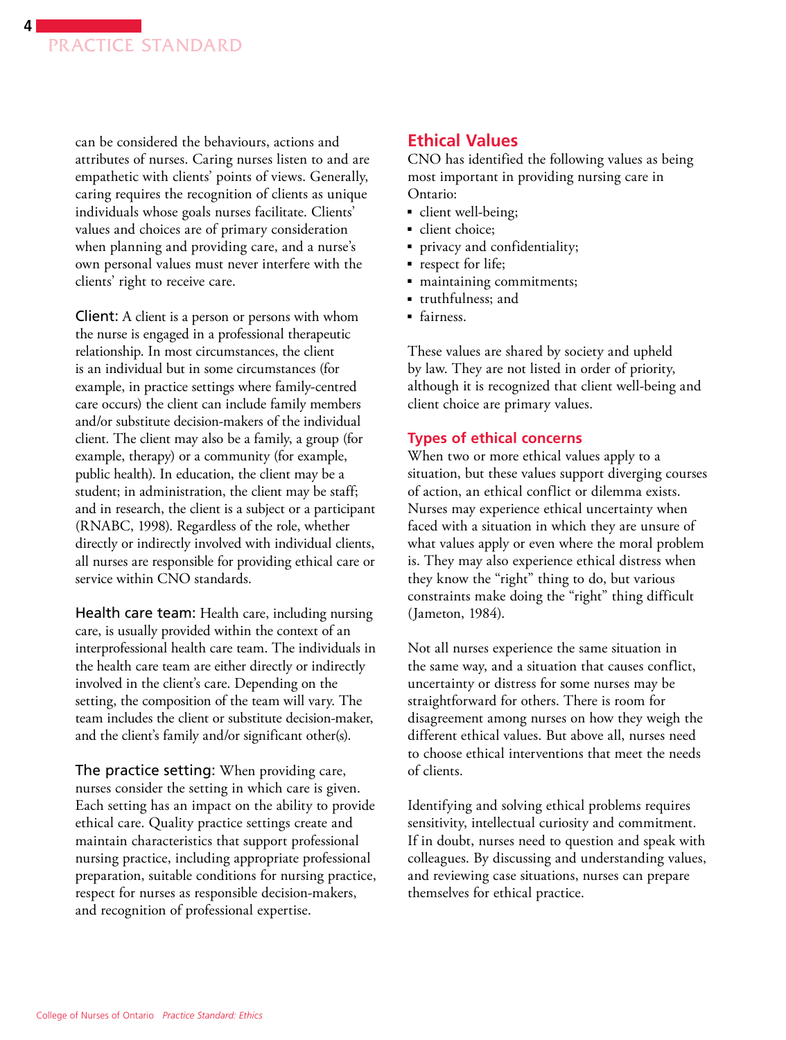can be considered the behaviours, actions and attributes of nurses. Caring nurses listen to and are empathetic with clients' points of views. Generally, caring requires the recognition of clients as unique individuals whose goals nurses facilitate. Clients' values and choices are of primary consideration when planning and providing care, and a nurse's own personal values must never interfere with the clients' right to receive care.

**Client:** A client is a person or persons with whom the nurse is engaged in a professional therapeutic relationship. In most circumstances, the client is an individual but in some circumstances (for example, in practice settings where family-centred care occurs) the client can include family members and/or substitute decision-makers of the individual client. The client may also be a family, a group (for example, therapy) or a community (for example, public health). In education, the client may be a student; in administration, the client may be staff; and in research, the client is a subject or a participant (RNABC, 1998). Regardless of the role, whether directly or indirectly involved with individual clients, all nurses are responsible for providing ethical care or service within CNO standards.

**Health care team:** Health care, including nursing care, is usually provided within the context of an interprofessional health care team. The individuals in the health care team are either directly or indirectly involved in the client's care. Depending on the setting, the composition of the team will vary. The team includes the client or substitute decision-maker, and the client's family and/or significant other(s).

**The practice setting:** When providing care, nurses consider the setting in which care is given. Each setting has an impact on the ability to provide ethical care. Quality practice settings create and maintain characteristics that support professional nursing practice, including appropriate professional preparation, suitable conditions for nursing practice, respect for nurses as responsible decision-makers, and recognition of professional expertise.

## Ethical Values

CNO has identified the following values as being most important in providing nursing care in Ontario:

- client well-being;
- client choice;
- privacy and confidentiality;
- respect for life;
- maintaining commitments;
- truthfulness; and
- fairness.

These values are shared by society and upheld by law. They are not listed in order of priority, although it is recognized that client well-being and client choice are primary values.

### Types of ethical concerns

When two or more ethical values apply to a situation, but these values support diverging courses of action, an ethical conflict or dilemma exists. Nurses may experience ethical uncertainty when faced with a situation in which they are unsure of what values apply or even where the moral problem is. They may also experience ethical distress when they know the "right" thing to do, but various constraints make doing the "right" thing difficult (Jameton, 1984).

Not all nurses experience the same situation in the same way, and a situation that causes conflict, uncertainty or distress for some nurses may be straightforward for others. There is room for disagreement among nurses on how they weigh the different ethical values. But above all, nurses need to choose ethical interventions that meet the needs of clients.

Identifying and solving ethical problems requires sensitivity, intellectual curiosity and commitment. If in doubt, nurses need to question and speak with colleagues. By discussing and understanding values, and reviewing case situations, nurses can prepare themselves for ethical practice.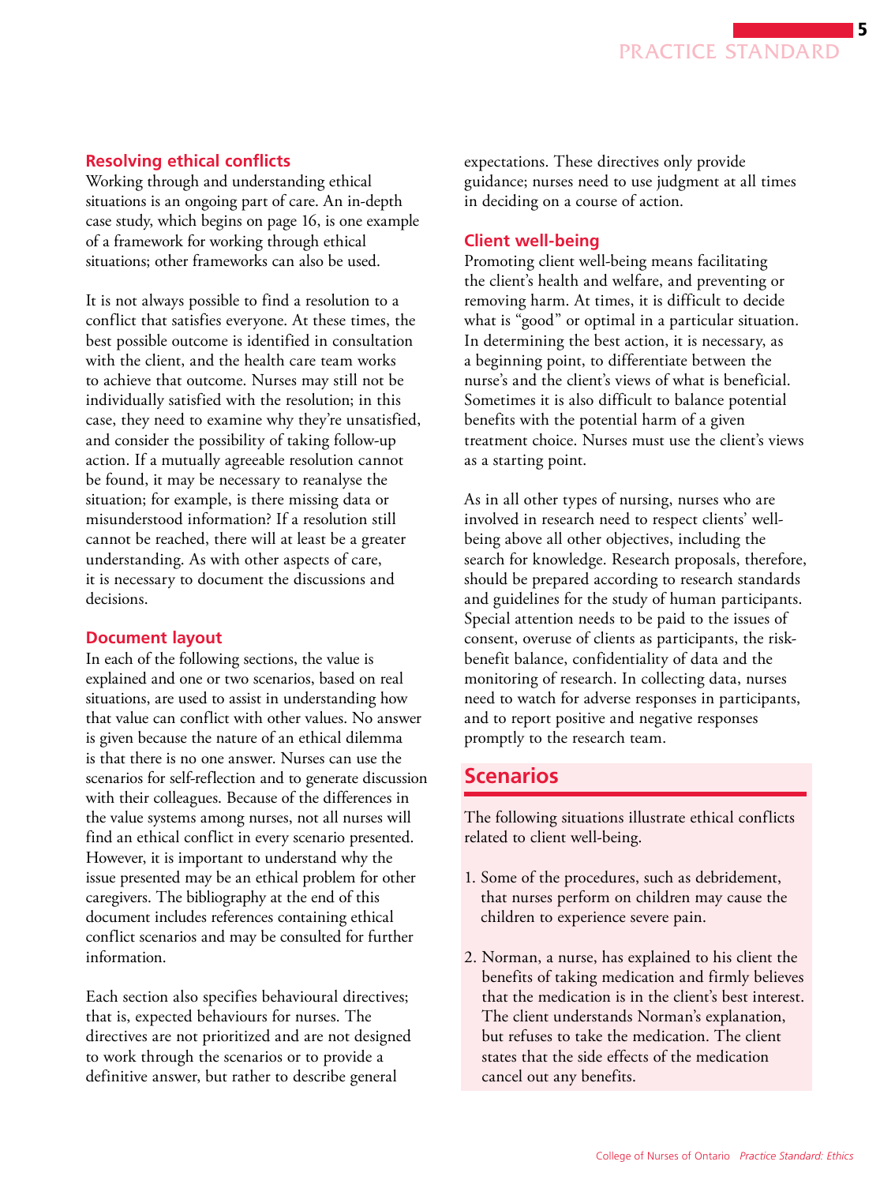## Resolving ethical conflicts

Working through and understanding ethical situations is an ongoing part of care. An in-depth case study, which begins on page 16, is one example of a framework for working through ethical situations; other frameworks can also be used.

It is not always possible to find a resolution to a conflict that satisfies everyone. At these times, the best possible outcome is identified in consultation with the client, and the health care team works to achieve that outcome. Nurses may still not be individually satisfied with the resolution; in this case, they need to examine why they're unsatisfied, and consider the possibility of taking follow-up action. If a mutually agreeable resolution cannot be found, it may be necessary to reanalyse the situation; for example, is there missing data or misunderstood information? If a resolution still cannot be reached, there will at least be a greater understanding. As with other aspects of care, it is necessary to document the discussions and decisions.

## Document layout

In each of the following sections, the value is explained and one or two scenarios, based on real situations, are used to assist in understanding how that value can conflict with other values. No answer is given because the nature of an ethical dilemma is that there is no one answer. Nurses can use the scenarios for self-reflection and to generate discussion with their colleagues. Because of the differences in the value systems among nurses, not all nurses will find an ethical conflict in every scenario presented. However, it is important to understand why the issue presented may be an ethical problem for other caregivers. The bibliography at the end of this document includes references containing ethical conflict scenarios and may be consulted for further information.

Each section also specifies behavioural directives; that is, expected behaviours for nurses. The directives are not prioritized and are not designed to work through the scenarios or to provide a definitive answer, but rather to describe general expectations. These directives only provide guidance; nurses need to use judgment at all times in deciding on a course of action.

## Client well-being

Promoting client well-being means facilitating the client's health and welfare, and preventing or removing harm. At times, it is difficult to decide what is "good" or optimal in a particular situation. In determining the best action, it is necessary, as a beginning point, to differentiate between the nurse's and the client's views of what is beneficial. Sometimes it is also difficult to balance potential benefits with the potential harm of a given treatment choice. Nurses must use the client's views as a starting point.

As in all other types of nursing, nurses who are involved in research need to respect clients' well-being above all other objectives, including the search for knowledge. Research proposals, therefore, should be prepared according to research standards and guidelines for the study of human participants. Special attention needs to be paid to the issues of consent, overuse of clients as participants, the risk-benefit balance, confidentiality of data and the monitoring of research. In collecting data, nurses need to watch for adverse responses in participants, and to report positive and negative responses promptly to the research team.

## Scenarios

The following situations illustrate ethical conflicts related to client well-being.

1. Some of the procedures, such as debridement, that nurses perform on children may cause the children to experience severe pain.

2. Norman, a nurse, has explained to his client the benefits of taking medication and firmly believes that the medication is in the client's best interest. The client understands Norman's explanation, but refuses to take the medication. The client states that the side effects of the medication cancel out any benefits.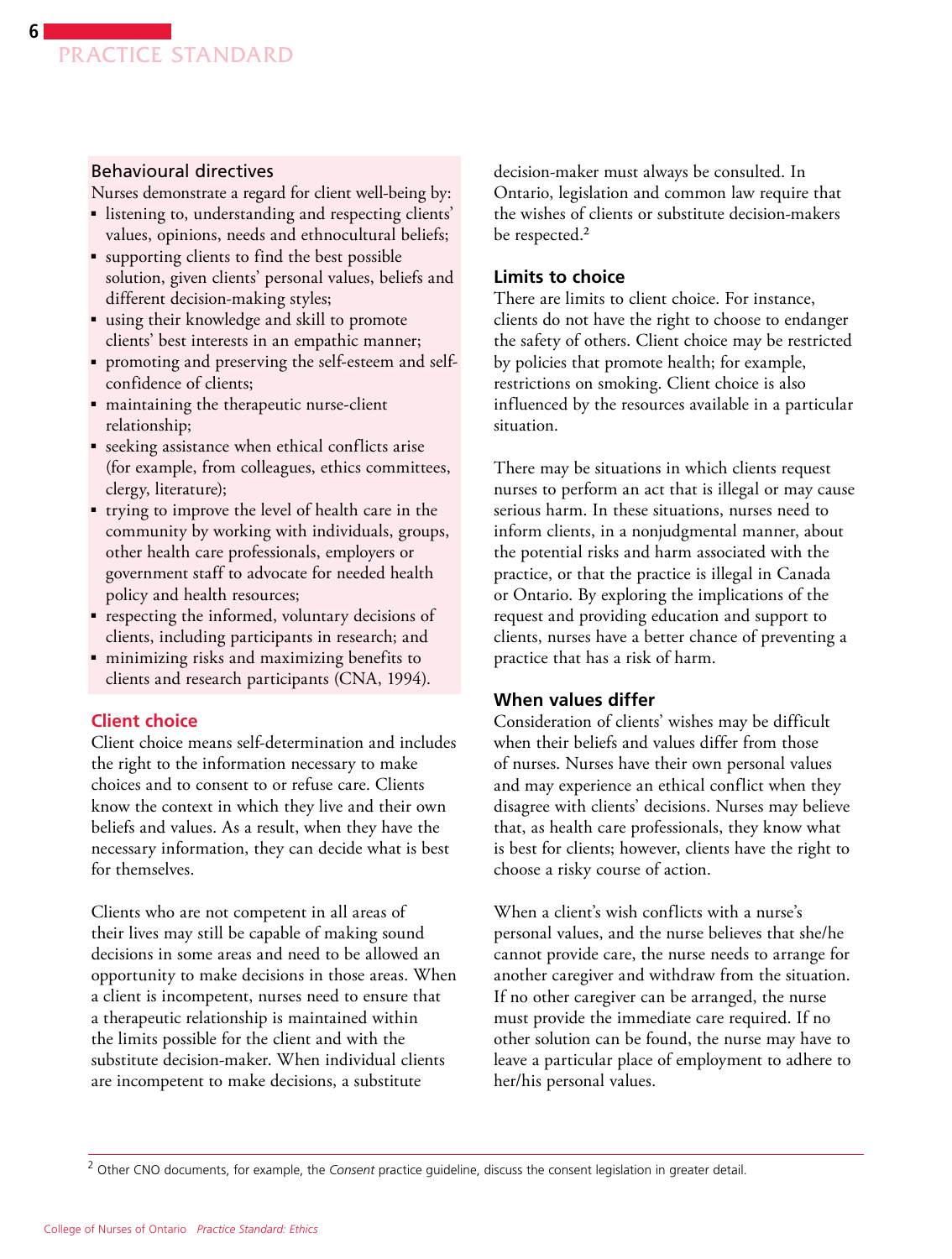### Behavioural directives

Nurses demonstrate a regard for client well-being by:

- listening to, understanding and respecting clients' values, opinions, needs and ethnocultural beliefs;
- supporting clients to find the best possible solution, given clients' personal values, beliefs and different decision-making styles;
- using their knowledge and skill to promote clients' best interests in an empathic manner;
- promoting and preserving the self-esteem and self-confidence of clients;
- maintaining the therapeutic nurse-client relationship;
- seeking assistance when ethical conflicts arise (for example, from colleagues, ethics committees, clergy, literature);
- trying to improve the level of health care in the community by working with individuals, groups, other health care professionals, employers or government staff to advocate for needed health policy and health resources;
- respecting the informed, voluntary decisions of clients, including participants in research; and
- minimizing risks and maximizing benefits to clients and research participants (CNA, 1994).

## Client choice

Client choice means self-determination and includes the right to the information necessary to make choices and to consent to or refuse care. Clients know the context in which they live and their own beliefs and values. As a result, when they have the necessary information, they can decide what is best for themselves.

Clients who are not competent in all areas of their lives may still be capable of making sound decisions in some areas and need to be allowed an opportunity to make decisions in those areas. When a client is incompetent, nurses need to ensure that a therapeutic relationship is maintained within the limits possible for the client and with the substitute decision-maker. When individual clients are incompetent to make decisions, a substitute decision-maker must always be consulted. In Ontario, legislation and common law require that the wishes of clients or substitute decision-makers be respected.[2]

### Limits to choice

There are limits to client choice. For instance, clients do not have the right to choose to endanger the safety of others. Client choice may be restricted by policies that promote health; for example, restrictions on smoking. Client choice is also influenced by the resources available in a particular situation.

There may be situations in which clients request nurses to perform an act that is illegal or may cause serious harm. In these situations, nurses need to inform clients, in a nonjudgmental manner, about the potential risks and harm associated with the practice, or that the practice is illegal in Canada or Ontario. By exploring the implications of the request and providing education and support to clients, nurses have a better chance of preventing a practice that has a risk of harm.

### When values differ

Consideration of clients' wishes may be difficult when their beliefs and values differ from those of nurses. Nurses have their own personal values and may experience an ethical conflict when they disagree with clients' decisions. Nurses may believe that, as health care professionals, they know what is best for clients; however, clients have the right to choose a risky course of action.

When a client's wish conflicts with a nurse's personal values, and the nurse believes that she/he cannot provide care, the nurse needs to arrange for another caregiver and withdraw from the situation. If no other caregiver can be arranged, the nurse must provide the immediate care required. If no other solution can be found, the nurse may have to leave a particular place of employment to adhere to her/his personal values.

---

[2] Other CNO documents, for example, the *Consent* practice guideline, discuss the consent legislation in greater detail.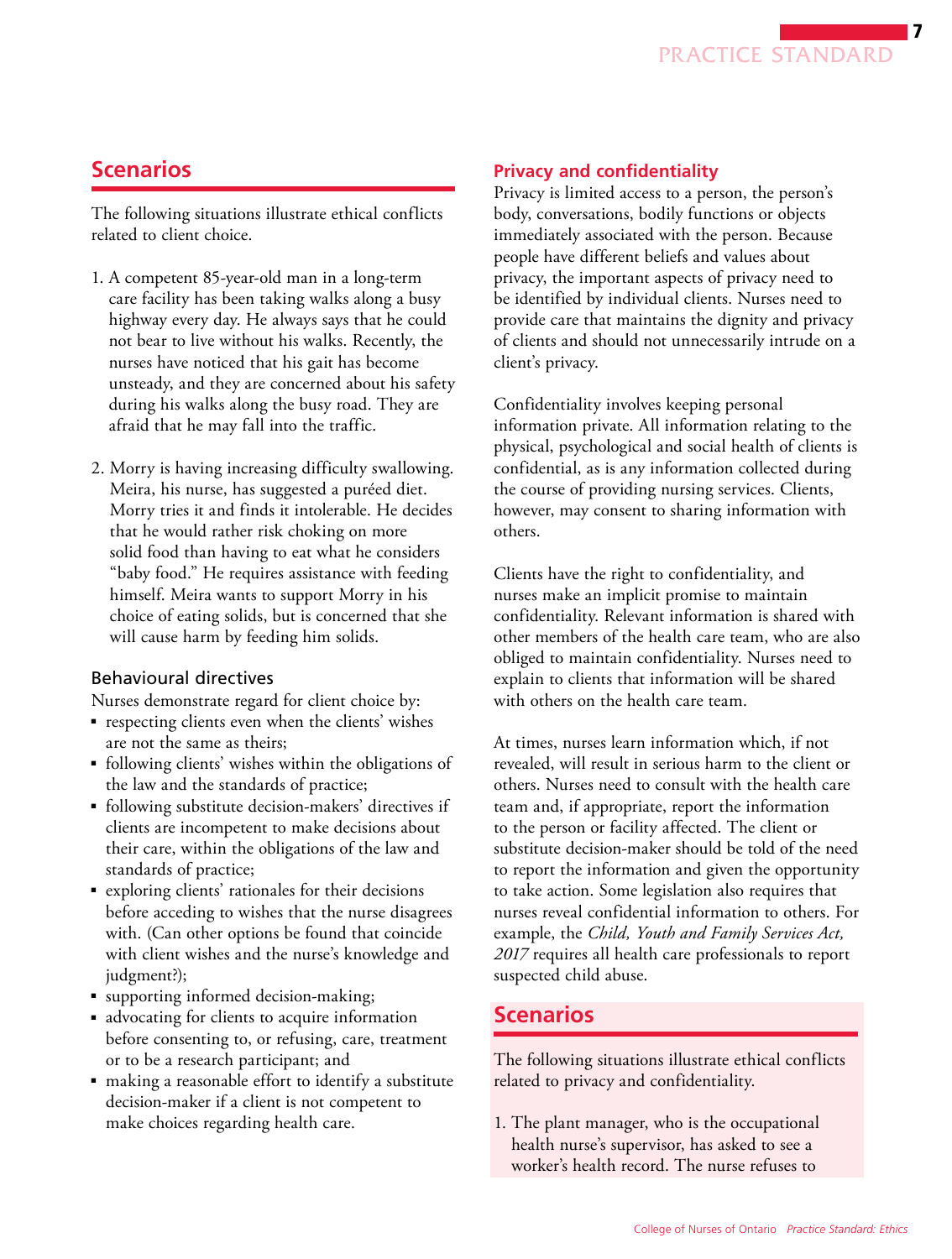## Scenarios

The following situations illustrate ethical conflicts related to client choice.

1. A competent 85-year-old man in a long-term care facility has been taking walks along a busy highway every day. He always says that he could not bear to live without his walks. Recently, the nurses have noticed that his gait has become unsteady, and they are concerned about his safety during his walks along the busy road. They are afraid that he may fall into the traffic.

2. Morry is having increasing difficulty swallowing. Meira, his nurse, has suggested a puréed diet. Morry tries it and finds it intolerable. He decides that he would rather risk choking on more solid food than having to eat what he considers "baby food." He requires assistance with feeding himself. Meira wants to support Morry in his choice of eating solids, but is concerned that she will cause harm by feeding him solids.

### Behavioural directives

Nurses demonstrate regard for client choice by:

- respecting clients even when the clients' wishes are not the same as theirs;
- following clients' wishes within the obligations of the law and the standards of practice;
- following substitute decision-makers' directives if clients are incompetent to make decisions about their care, within the obligations of the law and standards of practice;
- exploring clients' rationales for their decisions before acceding to wishes that the nurse disagrees with. (Can other options be found that coincide with client wishes and the nurse's knowledge and judgment?);
- supporting informed decision-making;
- advocating for clients to acquire information before consenting to, or refusing, care, treatment or to be a research participant; and
- making a reasonable effort to identify a substitute decision-maker if a client is not competent to make choices regarding health care.

### Privacy and confidentiality

Privacy is limited access to a person, the person's body, conversations, bodily functions or objects immediately associated with the person. Because people have different beliefs and values about privacy, the important aspects of privacy need to be identified by individual clients. Nurses need to provide care that maintains the dignity and privacy of clients and should not unnecessarily intrude on a client's privacy.

Confidentiality involves keeping personal information private. All information relating to the physical, psychological and social health of clients is confidential, as is any information collected during the course of providing nursing services. Clients, however, may consent to sharing information with others.

Clients have the right to confidentiality, and nurses make an implicit promise to maintain confidentiality. Relevant information is shared with other members of the health care team, who are also obliged to maintain confidentiality. Nurses need to explain to clients that information will be shared with others on the health care team.

At times, nurses learn information which, if not revealed, will result in serious harm to the client or others. Nurses need to consult with the health care team and, if appropriate, report the information to the person or facility affected. The client or substitute decision-maker should be told of the need to report the information and given the opportunity to take action. Some legislation also requires that nurses reveal confidential information to others. For example, the *Child, Youth and Family Services Act, 2017* requires all health care professionals to report suspected child abuse.

## Scenarios

The following situations illustrate ethical conflicts related to privacy and confidentiality.

1. The plant manager, who is the occupational health nurse's supervisor, has asked to see a worker's health record. The nurse refuses to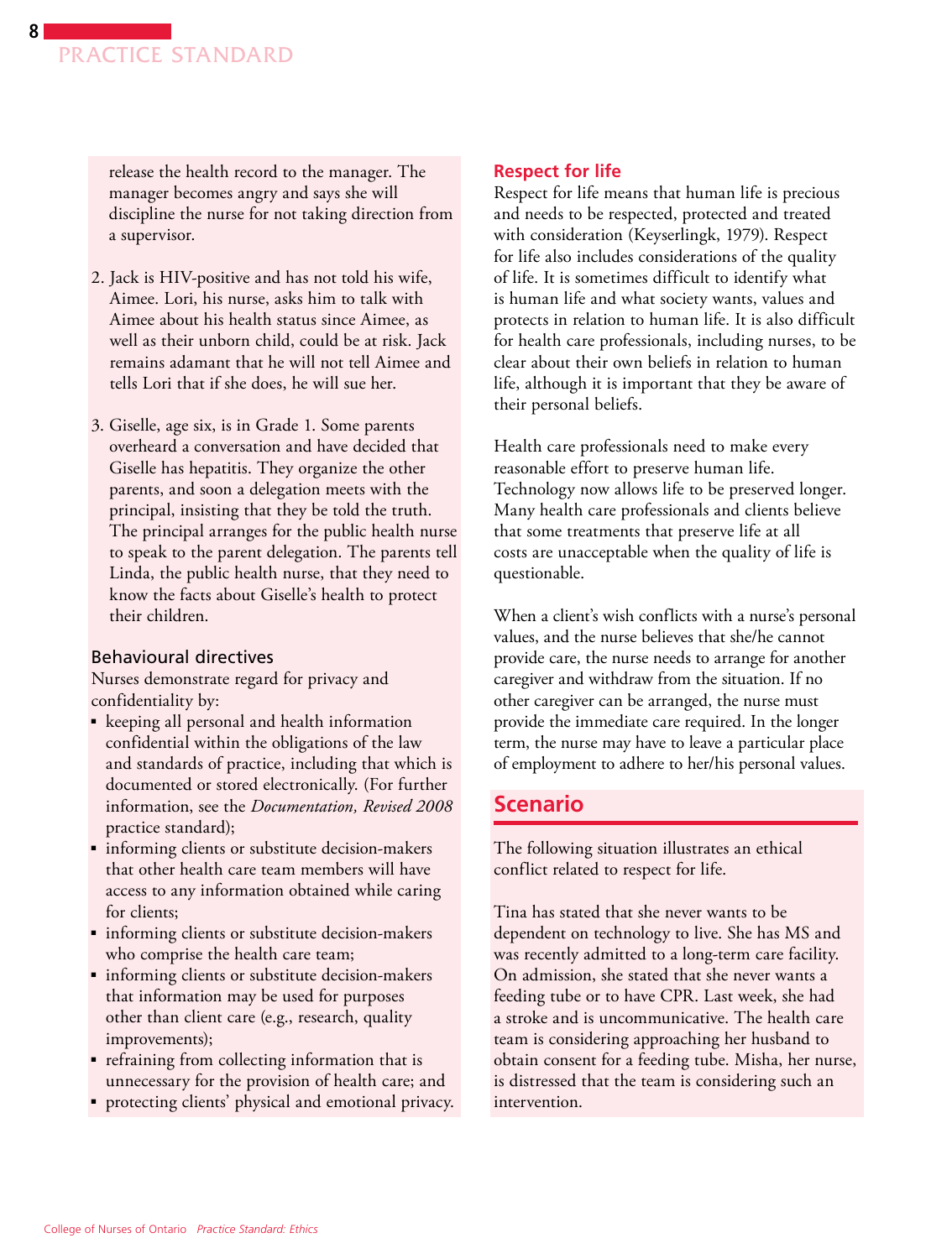release the health record to the manager. The manager becomes angry and says she will discipline the nurse for not taking direction from a supervisor.

2. Jack is HIV-positive and has not told his wife, Aimee. Lori, his nurse, asks him to talk with Aimee about his health status since Aimee, as well as their unborn child, could be at risk. Jack remains adamant that he will not tell Aimee and tells Lori that if she does, he will sue her.

3. Giselle, age six, is in Grade 1. Some parents overheard a conversation and have decided that Giselle has hepatitis. They organize the other parents, and soon a delegation meets with the principal, insisting that they be told the truth. The principal arranges for the public health nurse to speak to the parent delegation. The parents tell Linda, the public health nurse, that they need to know the facts about Giselle's health to protect their children.

### Behavioural directives

Nurses demonstrate regard for privacy and confidentiality by:

- keeping all personal and health information confidential within the obligations of the law and standards of practice, including that which is documented or stored electronically. (For further information, see the *Documentation, Revised 2008* practice standard);
- informing clients or substitute decision-makers that other health care team members will have access to any information obtained while caring for clients;
- informing clients or substitute decision-makers who comprise the health care team;
- informing clients or substitute decision-makers that information may be used for purposes other than client care (e.g., research, quality improvements);
- refraining from collecting information that is unnecessary for the provision of health care; and
- protecting clients' physical and emotional privacy.

## Respect for life

Respect for life means that human life is precious and needs to be respected, protected and treated with consideration (Keyserlingk, 1979). Respect for life also includes considerations of the quality of life. It is sometimes difficult to identify what is human life and what society wants, values and protects in relation to human life. It is also difficult for health care professionals, including nurses, to be clear about their own beliefs in relation to human life, although it is important that they be aware of their personal beliefs.

Health care professionals need to make every reasonable effort to preserve human life. Technology now allows life to be preserved longer. Many health care professionals and clients believe that some treatments that preserve life at all costs are unacceptable when the quality of life is questionable.

When a client's wish conflicts with a nurse's personal values, and the nurse believes that she/he cannot provide care, the nurse needs to arrange for another caregiver and withdraw from the situation. If no other caregiver can be arranged, the nurse must provide the immediate care required. In the longer term, the nurse may have to leave a particular place of employment to adhere to her/his personal values.

## Scenario

The following situation illustrates an ethical conflict related to respect for life.

Tina has stated that she never wants to be dependent on technology to live. She has MS and was recently admitted to a long-term care facility. On admission, she stated that she never wants a feeding tube or to have CPR. Last week, she had a stroke and is uncommunicative. The health care team is considering approaching her husband to obtain consent for a feeding tube. Misha, her nurse, is distressed that the team is considering such an intervention.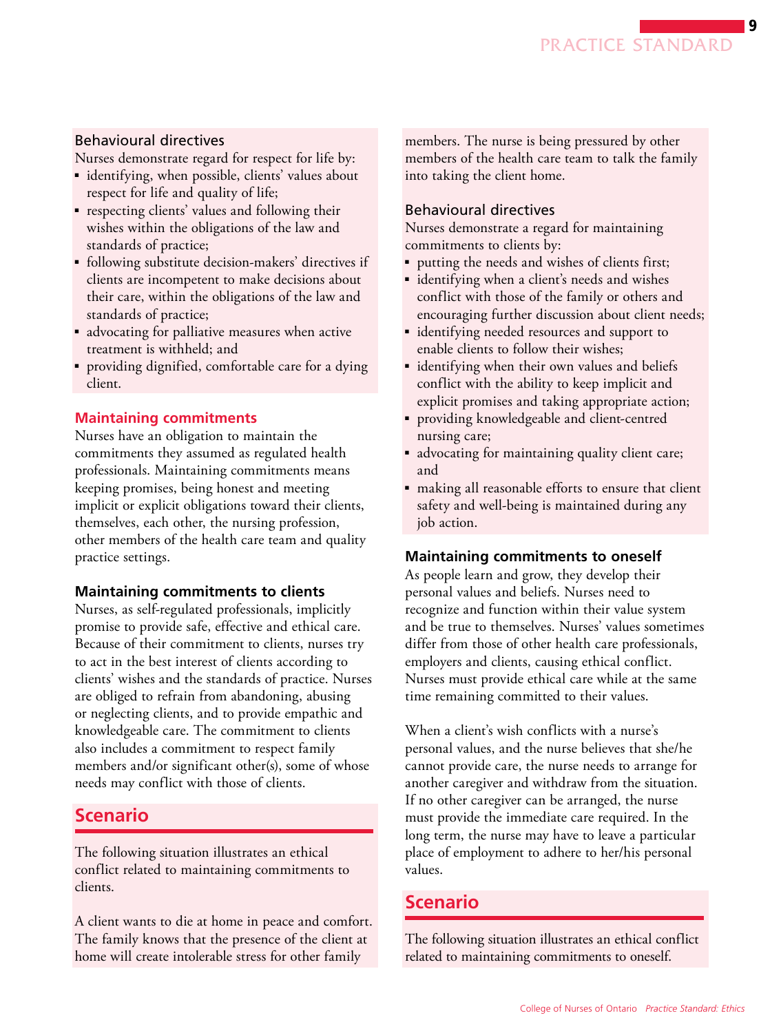### Behavioural directives

Nurses demonstrate regard for respect for life by:

- identifying, when possible, clients' values about respect for life and quality of life;
- respecting clients' values and following their wishes within the obligations of the law and standards of practice;
- following substitute decision-makers' directives if clients are incompetent to make decisions about their care, within the obligations of the law and standards of practice;
- advocating for palliative measures when active treatment is withheld; and
- providing dignified, comfortable care for a dying client.

## Maintaining commitments

Nurses have an obligation to maintain the commitments they assumed as regulated health professionals. Maintaining commitments means keeping promises, being honest and meeting implicit or explicit obligations toward their clients, themselves, each other, the nursing profession, other members of the health care team and quality practice settings.

### Maintaining commitments to clients

Nurses, as self-regulated professionals, implicitly promise to provide safe, effective and ethical care. Because of their commitment to clients, nurses try to act in the best interest of clients according to clients' wishes and the standards of practice. Nurses are obliged to refrain from abandoning, abusing or neglecting clients, and to provide empathic and knowledgeable care. The commitment to clients also includes a commitment to respect family members and/or significant other(s), some of whose needs may conflict with those of clients.

## Scenario

The following situation illustrates an ethical conflict related to maintaining commitments to clients.

A client wants to die at home in peace and comfort. The family knows that the presence of the client at home will create intolerable stress for other family members. The nurse is being pressured by other members of the health care team to talk the family into taking the client home.

### Behavioural directives

Nurses demonstrate a regard for maintaining commitments to clients by:

- putting the needs and wishes of clients first;
- identifying when a client's needs and wishes conflict with those of the family or others and encouraging further discussion about client needs;
- identifying needed resources and support to enable clients to follow their wishes;
- identifying when their own values and beliefs conflict with the ability to keep implicit and explicit promises and taking appropriate action;
- providing knowledgeable and client-centred nursing care;
- advocating for maintaining quality client care; and
- making all reasonable efforts to ensure that client safety and well-being is maintained during any job action.

### Maintaining commitments to oneself

As people learn and grow, they develop their personal values and beliefs. Nurses need to recognize and function within their value system and be true to themselves. Nurses' values sometimes differ from those of other health care professionals, employers and clients, causing ethical conflict. Nurses must provide ethical care while at the same time remaining committed to their values.

When a client's wish conflicts with a nurse's personal values, and the nurse believes that she/he cannot provide care, the nurse needs to arrange for another caregiver and withdraw from the situation. If no other caregiver can be arranged, the nurse must provide the immediate care required. In the long term, the nurse may have to leave a particular place of employment to adhere to her/his personal values.

## Scenario

The following situation illustrates an ethical conflict related to maintaining commitments to oneself.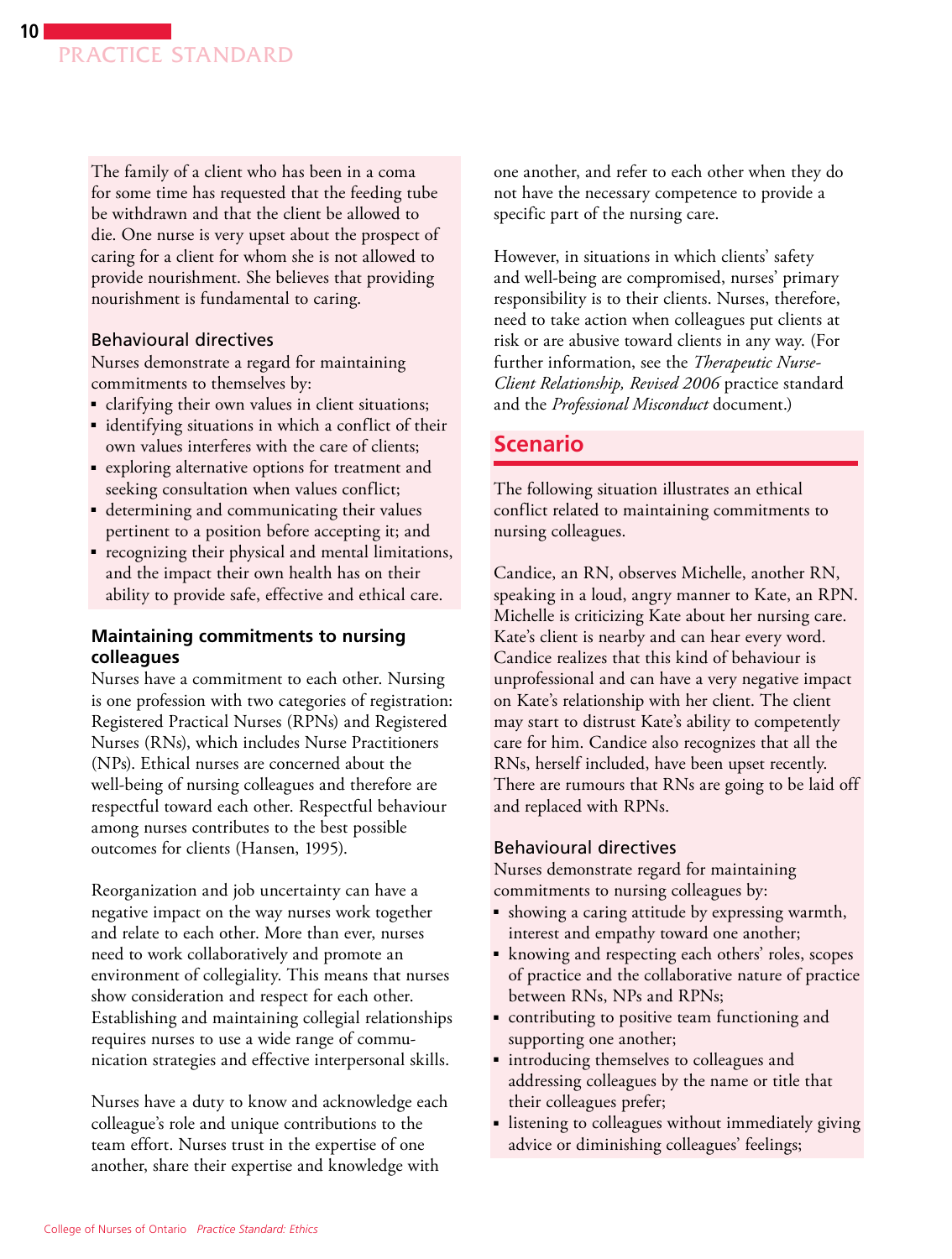The family of a client who has been in a coma for some time has requested that the feeding tube be withdrawn and that the client be allowed to die. One nurse is very upset about the prospect of caring for a client for whom she is not allowed to provide nourishment. She believes that providing nourishment is fundamental to caring.

### Behavioural directives

Nurses demonstrate a regard for maintaining commitments to themselves by:

- clarifying their own values in client situations;
- identifying situations in which a conflict of their own values interferes with the care of clients;
- exploring alternative options for treatment and seeking consultation when values conflict;
- determining and communicating their values pertinent to a position before accepting it; and
- recognizing their physical and mental limitations, and the impact their own health has on their ability to provide safe, effective and ethical care.

### Maintaining commitments to nursing colleagues

Nurses have a commitment to each other. Nursing is one profession with two categories of registration: Registered Practical Nurses (RPNs) and Registered Nurses (RNs), which includes Nurse Practitioners (NPs). Ethical nurses are concerned about the well-being of nursing colleagues and therefore are respectful toward each other. Respectful behaviour among nurses contributes to the best possible outcomes for clients (Hansen, 1995).

Reorganization and job uncertainty can have a negative impact on the way nurses work together and relate to each other. More than ever, nurses need to work collaboratively and promote an environment of collegiality. This means that nurses show consideration and respect for each other. Establishing and maintaining collegial relationships requires nurses to use a wide range of communication strategies and effective interpersonal skills.

Nurses have a duty to know and acknowledge each colleague's role and unique contributions to the team effort. Nurses trust in the expertise of one another, share their expertise and knowledge with one another, and refer to each other when they do not have the necessary competence to provide a specific part of the nursing care.

However, in situations in which clients' safety and well-being are compromised, nurses' primary responsibility is to their clients. Nurses, therefore, need to take action when colleagues put clients at risk or are abusive toward clients in any way. (For further information, see the *Therapeutic Nurse-Client Relationship, Revised 2006* practice standard and the *Professional Misconduct* document.)

## Scenario

The following situation illustrates an ethical conflict related to maintaining commitments to nursing colleagues.

Candice, an RN, observes Michelle, another RN, speaking in a loud, angry manner to Kate, an RPN. Michelle is criticizing Kate about her nursing care. Kate's client is nearby and can hear every word. Candice realizes that this kind of behaviour is unprofessional and can have a very negative impact on Kate's relationship with her client. The client may start to distrust Kate's ability to competently care for him. Candice also recognizes that all the RNs, herself included, have been upset recently. There are rumours that RNs are going to be laid off and replaced with RPNs.

### Behavioural directives

Nurses demonstrate regard for maintaining commitments to nursing colleagues by:

- showing a caring attitude by expressing warmth, interest and empathy toward one another;
- knowing and respecting each others' roles, scopes of practice and the collaborative nature of practice between RNs, NPs and RPNs;
- contributing to positive team functioning and supporting one another;
- introducing themselves to colleagues and addressing colleagues by the name or title that their colleagues prefer;
- listening to colleagues without immediately giving advice or diminishing colleagues' feelings;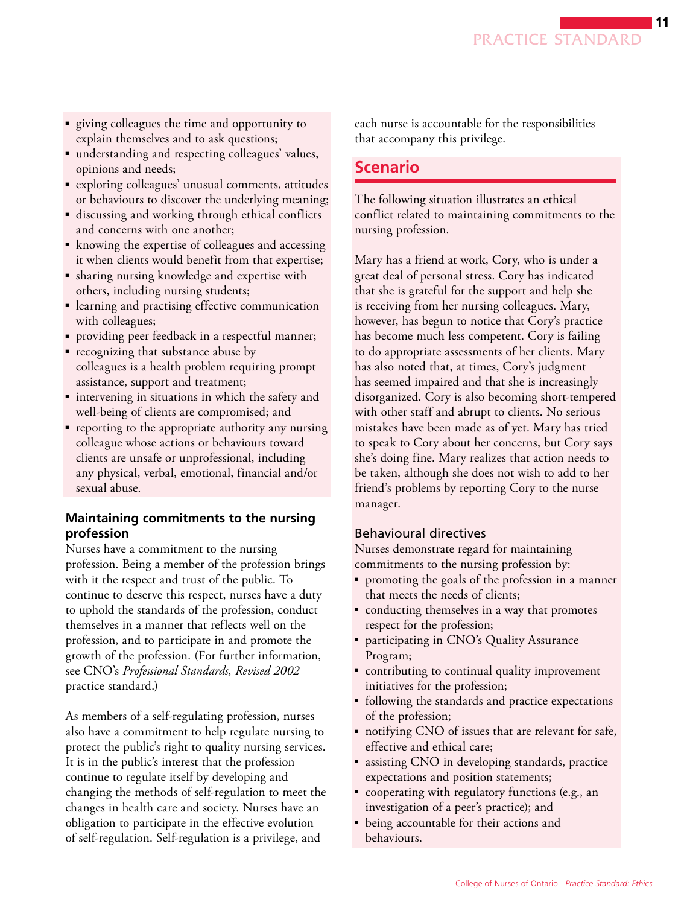- giving colleagues the time and opportunity to explain themselves and to ask questions;
- understanding and respecting colleagues' values, opinions and needs;
- exploring colleagues' unusual comments, attitudes or behaviours to discover the underlying meaning;
- discussing and working through ethical conflicts and concerns with one another;
- knowing the expertise of colleagues and accessing it when clients would benefit from that expertise;
- sharing nursing knowledge and expertise with others, including nursing students;
- learning and practising effective communication with colleagues;
- providing peer feedback in a respectful manner;
- recognizing that substance abuse by colleagues is a health problem requiring prompt assistance, support and treatment;
- intervening in situations in which the safety and well-being of clients are compromised; and
- reporting to the appropriate authority any nursing colleague whose actions or behaviours toward clients are unsafe or unprofessional, including any physical, verbal, emotional, financial and/or sexual abuse.

### Maintaining commitments to the nursing profession

Nurses have a commitment to the nursing profession. Being a member of the profession brings with it the respect and trust of the public. To continue to deserve this respect, nurses have a duty to uphold the standards of the profession, conduct themselves in a manner that reflects well on the profession, and to participate in and promote the growth of the profession. (For further information, see CNO's *Professional Standards, Revised 2002* practice standard.)

As members of a self-regulating profession, nurses also have a commitment to help regulate nursing to protect the public's right to quality nursing services. It is in the public's interest that the profession continue to regulate itself by developing and changing the methods of self-regulation to meet the changes in health care and society. Nurses have an obligation to participate in the effective evolution of self-regulation. Self-regulation is a privilege, and each nurse is accountable for the responsibilities that accompany this privilege.

## Scenario

The following situation illustrates an ethical conflict related to maintaining commitments to the nursing profession.

Mary has a friend at work, Cory, who is under a great deal of personal stress. Cory has indicated that she is grateful for the support and help she is receiving from her nursing colleagues. Mary, however, has begun to notice that Cory's practice has become much less competent. Cory is failing to do appropriate assessments of her clients. Mary has also noted that, at times, Cory's judgment has seemed impaired and that she is increasingly disorganized. Cory is also becoming short-tempered with other staff and abrupt to clients. No serious mistakes have been made as of yet. Mary has tried to speak to Cory about her concerns, but Cory says she's doing fine. Mary realizes that action needs to be taken, although she does not wish to add to her friend's problems by reporting Cory to the nurse manager.

### Behavioural directives

Nurses demonstrate regard for maintaining commitments to the nursing profession by:

- promoting the goals of the profession in a manner that meets the needs of clients;
- conducting themselves in a way that promotes respect for the profession;
- participating in CNO's Quality Assurance Program;
- contributing to continual quality improvement initiatives for the profession;
- following the standards and practice expectations of the profession;
- notifying CNO of issues that are relevant for safe, effective and ethical care;
- assisting CNO in developing standards, practice expectations and position statements;
- cooperating with regulatory functions (e.g., an investigation of a peer's practice); and
- being accountable for their actions and behaviours.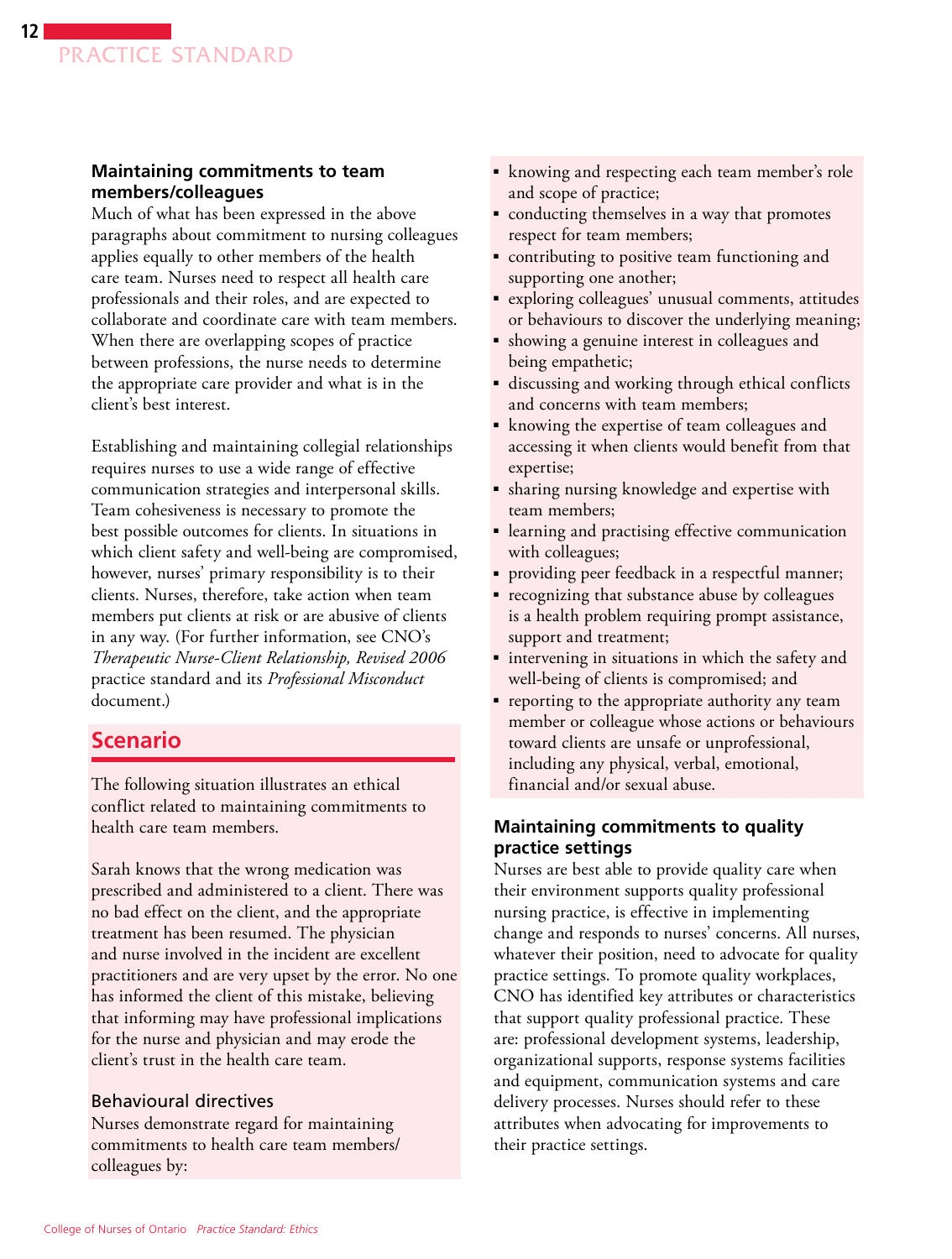### Maintaining commitments to team members/colleagues

Much of what has been expressed in the above paragraphs about commitment to nursing colleagues applies equally to other members of the health care team. Nurses need to respect all health care professionals and their roles, and are expected to collaborate and coordinate care with team members. When there are overlapping scopes of practice between professions, the nurse needs to determine the appropriate care provider and what is in the client's best interest.

Establishing and maintaining collegial relationships requires nurses to use a wide range of effective communication strategies and interpersonal skills. Team cohesiveness is necessary to promote the best possible outcomes for clients. In situations in which client safety and well-being are compromised, however, nurses' primary responsibility is to their clients. Nurses, therefore, take action when team members put clients at risk or are abusive of clients in any way. (For further information, see CNO's *Therapeutic Nurse-Client Relationship, Revised 2006* practice standard and its *Professional Misconduct* document.)

## Scenario

The following situation illustrates an ethical conflict related to maintaining commitments to health care team members.

Sarah knows that the wrong medication was prescribed and administered to a client. There was no bad effect on the client, and the appropriate treatment has been resumed. The physician and nurse involved in the incident are excellent practitioners and are very upset by the error. No one has informed the client of this mistake, believing that informing may have professional implications for the nurse and physician and may erode the client's trust in the health care team.

### Behavioural directives

Nurses demonstrate regard for maintaining commitments to health care team members/colleagues by:

- knowing and respecting each team member's role and scope of practice;
- conducting themselves in a way that promotes respect for team members;
- contributing to positive team functioning and supporting one another;
- exploring colleagues' unusual comments, attitudes or behaviours to discover the underlying meaning;
- showing a genuine interest in colleagues and being empathetic;
- discussing and working through ethical conflicts and concerns with team members;
- knowing the expertise of team colleagues and accessing it when clients would benefit from that expertise;
- sharing nursing knowledge and expertise with team members;
- learning and practising effective communication with colleagues;
- providing peer feedback in a respectful manner;
- recognizing that substance abuse by colleagues is a health problem requiring prompt assistance, support and treatment;
- intervening in situations in which the safety and well-being of clients is compromised; and
- reporting to the appropriate authority any team member or colleague whose actions or behaviours toward clients are unsafe or unprofessional, including any physical, verbal, emotional, financial and/or sexual abuse.

### Maintaining commitments to quality practice settings

Nurses are best able to provide quality care when their environment supports quality professional nursing practice, is effective in implementing change and responds to nurses' concerns. All nurses, whatever their position, need to advocate for quality practice settings. To promote quality workplaces, CNO has identified key attributes or characteristics that support quality professional practice. These are: professional development systems, leadership, organizational supports, response systems facilities and equipment, communication systems and care delivery processes. Nurses should refer to these attributes when advocating for improvements to their practice settings.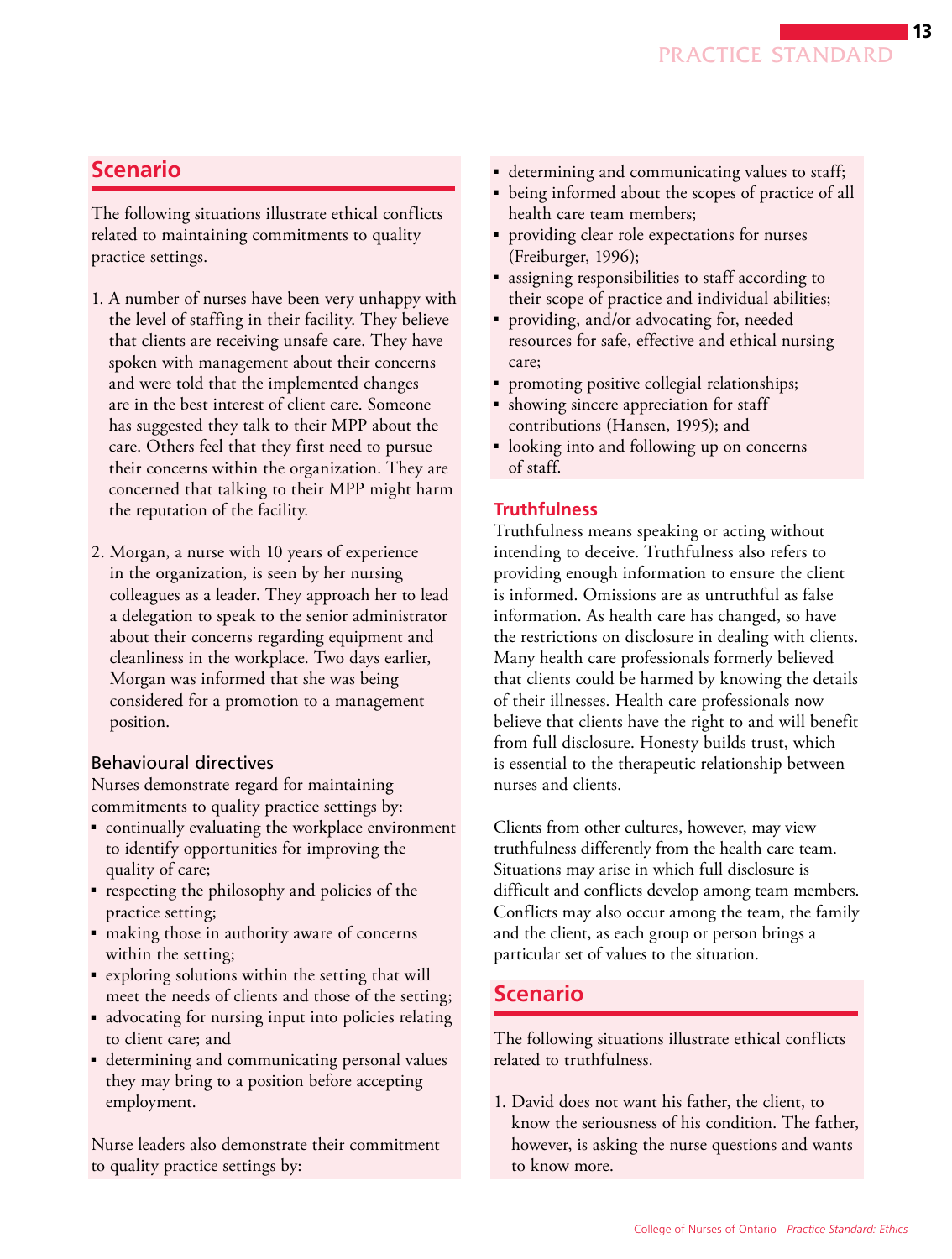## Scenario

The following situations illustrate ethical conflicts related to maintaining commitments to quality practice settings.

1. A number of nurses have been very unhappy with the level of staffing in their facility. They believe that clients are receiving unsafe care. They have spoken with management about their concerns and were told that the implemented changes are in the best interest of client care. Someone has suggested they talk to their MPP about the care. Others feel that they first need to pursue their concerns within the organization. They are concerned that talking to their MPP might harm the reputation of the facility.

2. Morgan, a nurse with 10 years of experience in the organization, is seen by her nursing colleagues as a leader. They approach her to lead a delegation to speak to the senior administrator about their concerns regarding equipment and cleanliness in the workplace. Two days earlier, Morgan was informed that she was being considered for a promotion to a management position.

### Behavioural directives

Nurses demonstrate regard for maintaining commitments to quality practice settings by:

- continually evaluating the workplace environment to identify opportunities for improving the quality of care;
- respecting the philosophy and policies of the practice setting;
- making those in authority aware of concerns within the setting;
- exploring solutions within the setting that will meet the needs of clients and those of the setting;
- advocating for nursing input into policies relating to client care; and
- determining and communicating personal values they may bring to a position before accepting employment.

Nurse leaders also demonstrate their commitment to quality practice settings by:

- determining and communicating values to staff;
- being informed about the scopes of practice of all health care team members;
- providing clear role expectations for nurses (Freiburger, 1996);
- assigning responsibilities to staff according to their scope of practice and individual abilities;
- providing, and/or advocating for, needed resources for safe, effective and ethical nursing care;
- promoting positive collegial relationships;
- showing sincere appreciation for staff contributions (Hansen, 1995); and
- looking into and following up on concerns of staff.

### Truthfulness

Truthfulness means speaking or acting without intending to deceive. Truthfulness also refers to providing enough information to ensure the client is informed. Omissions are as untruthful as false information. As health care has changed, so have the restrictions on disclosure in dealing with clients. Many health care professionals formerly believed that clients could be harmed by knowing the details of their illnesses. Health care professionals now believe that clients have the right to and will benefit from full disclosure. Honesty builds trust, which is essential to the therapeutic relationship between nurses and clients.

Clients from other cultures, however, may view truthfulness differently from the health care team. Situations may arise in which full disclosure is difficult and conflicts develop among team members. Conflicts may also occur among the team, the family and the client, as each group or person brings a particular set of values to the situation.

## Scenario

The following situations illustrate ethical conflicts related to truthfulness.

1. David does not want his father, the client, to know the seriousness of his condition. The father, however, is asking the nurse questions and wants to know more.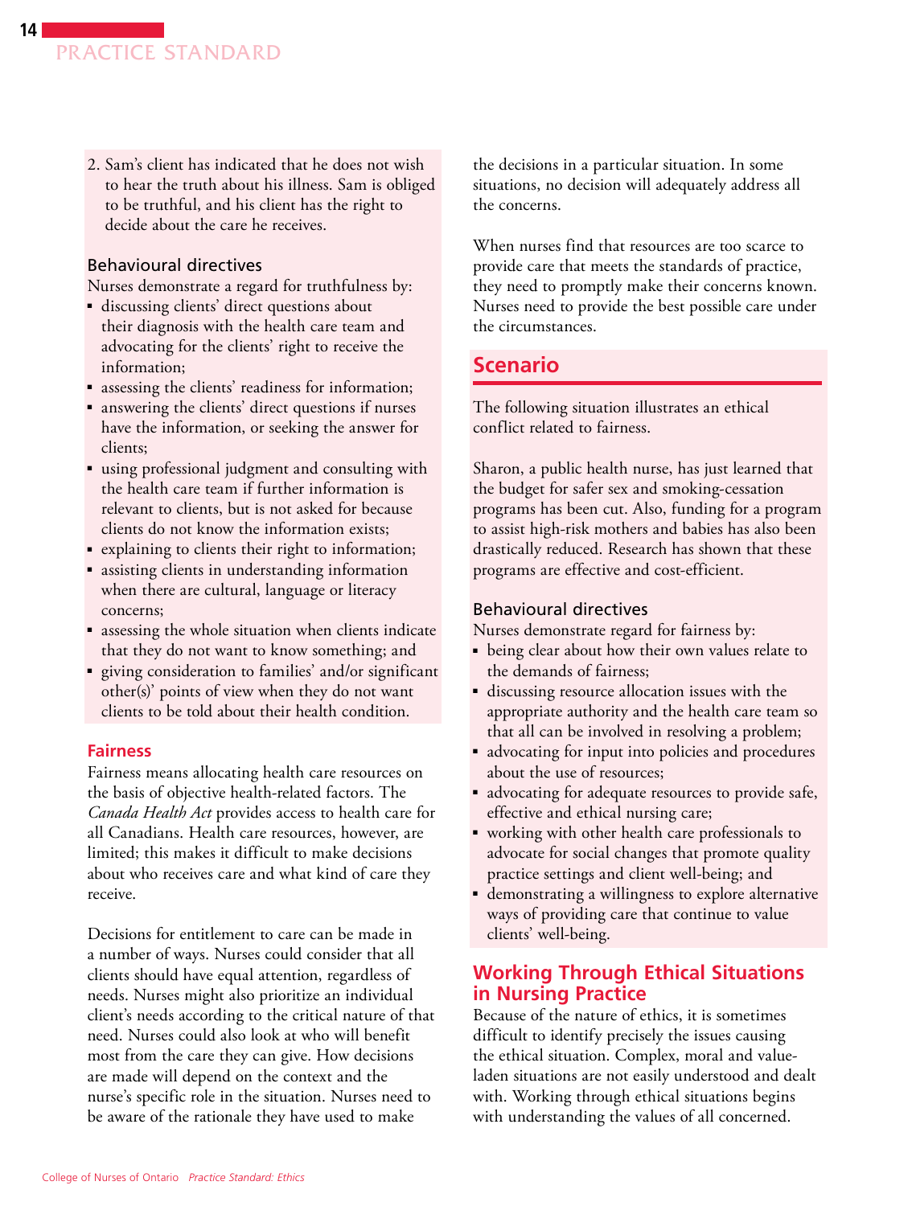2. Sam's client has indicated that he does not wish to hear the truth about his illness. Sam is obliged to be truthful, and his client has the right to decide about the care he receives.

### Behavioural directives

Nurses demonstrate a regard for truthfulness by:

- discussing clients' direct questions about their diagnosis with the health care team and advocating for the clients' right to receive the information;
- assessing the clients' readiness for information;
- answering the clients' direct questions if nurses have the information, or seeking the answer for clients;
- using professional judgment and consulting with the health care team if further information is relevant to clients, but is not asked for because clients do not know the information exists;
- explaining to clients their right to information;
- assisting clients in understanding information when there are cultural, language or literacy concerns;
- assessing the whole situation when clients indicate that they do not want to know something; and
- giving consideration to families' and/or significant other(s)' points of view when they do not want clients to be told about their health condition.

## Fairness

Fairness means allocating health care resources on the basis of objective health-related factors. The *Canada Health Act* provides access to health care for all Canadians. Health care resources, however, are limited; this makes it difficult to make decisions about who receives care and what kind of care they receive.

Decisions for entitlement to care can be made in a number of ways. Nurses could consider that all clients should have equal attention, regardless of needs. Nurses might also prioritize an individual client's needs according to the critical nature of that need. Nurses could also look at who will benefit most from the care they can give. How decisions are made will depend on the context and the nurse's specific role in the situation. Nurses need to be aware of the rationale they have used to make the decisions in a particular situation. In some situations, no decision will adequately address all the concerns.

When nurses find that resources are too scarce to provide care that meets the standards of practice, they need to promptly make their concerns known. Nurses need to provide the best possible care under the circumstances.

## Scenario

The following situation illustrates an ethical conflict related to fairness.

Sharon, a public health nurse, has just learned that the budget for safer sex and smoking-cessation programs has been cut. Also, funding for a program to assist high-risk mothers and babies has also been drastically reduced. Research has shown that these programs are effective and cost-efficient.

### Behavioural directives

Nurses demonstrate regard for fairness by:

- being clear about how their own values relate to the demands of fairness;
- discussing resource allocation issues with the appropriate authority and the health care team so that all can be involved in resolving a problem;
- advocating for input into policies and procedures about the use of resources;
- advocating for adequate resources to provide safe, effective and ethical nursing care;
- working with other health care professionals to advocate for social changes that promote quality practice settings and client well-being; and
- demonstrating a willingness to explore alternative ways of providing care that continue to value clients' well-being.

## Working Through Ethical Situations in Nursing Practice

Because of the nature of ethics, it is sometimes difficult to identify precisely the issues causing the ethical situation. Complex, moral and value-laden situations are not easily understood and dealt with. Working through ethical situations begins with understanding the values of all concerned.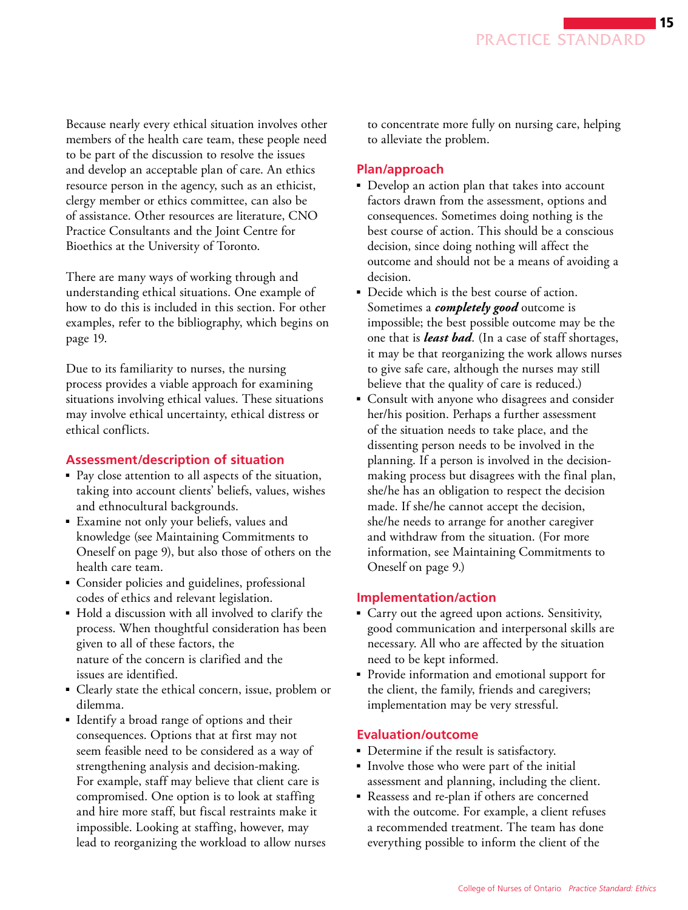Because nearly every ethical situation involves other members of the health care team, these people need to be part of the discussion to resolve the issues and develop an acceptable plan of care. An ethics resource person in the agency, such as an ethicist, clergy member or ethics committee, can also be of assistance. Other resources are literature, CNO Practice Consultants and the Joint Centre for Bioethics at the University of Toronto.

There are many ways of working through and understanding ethical situations. One example of how to do this is included in this section. For other examples, refer to the bibliography, which begins on page 19.

Due to its familiarity to nurses, the nursing process provides a viable approach for examining situations involving ethical values. These situations may involve ethical uncertainty, ethical distress or ethical conflicts.

### Assessment/description of situation

- Pay close attention to all aspects of the situation, taking into account clients' beliefs, values, wishes and ethnocultural backgrounds.
- Examine not only your beliefs, values and knowledge (see Maintaining Commitments to Oneself on page 9), but also those of others on the health care team.
- Consider policies and guidelines, professional codes of ethics and relevant legislation.
- Hold a discussion with all involved to clarify the process. When thoughtful consideration has been given to all of these factors, the nature of the concern is clarified and the issues are identified.
- Clearly state the ethical concern, issue, problem or dilemma.
- Identify a broad range of options and their consequences. Options that at first may not seem feasible need to be considered as a way of strengthening analysis and decision-making. For example, staff may believe that client care is compromised. One option is to look at staffing and hire more staff, but fiscal restraints make it impossible. Looking at staffing, however, may lead to reorganizing the workload to allow nurses to concentrate more fully on nursing care, helping to alleviate the problem.

### Plan/approach

- Develop an action plan that takes into account factors drawn from the assessment, options and consequences. Sometimes doing nothing is the best course of action. This should be a conscious decision, since doing nothing will affect the outcome and should not be a means of avoiding a decision.
- Decide which is the best course of action. Sometimes a ***completely good*** outcome is impossible; the best possible outcome may be the one that is ***least bad***. (In a case of staff shortages, it may be that reorganizing the work allows nurses to give safe care, although the nurses may still believe that the quality of care is reduced.)
- Consult with anyone who disagrees and consider her/his position. Perhaps a further assessment of the situation needs to take place, and the dissenting person needs to be involved in the planning. If a person is involved in the decision-making process but disagrees with the final plan, she/he has an obligation to respect the decision made. If she/he cannot accept the decision, she/he needs to arrange for another caregiver and withdraw from the situation. (For more information, see Maintaining Commitments to Oneself on page 9.)

### Implementation/action

- Carry out the agreed upon actions. Sensitivity, good communication and interpersonal skills are necessary. All who are affected by the situation need to be kept informed.
- Provide information and emotional support for the client, the family, friends and caregivers; implementation may be very stressful.

### Evaluation/outcome

- Determine if the result is satisfactory.
- Involve those who were part of the initial assessment and planning, including the client.
- Reassess and re-plan if others are concerned with the outcome. For example, a client refuses a recommended treatment. The team has done everything possible to inform the client of the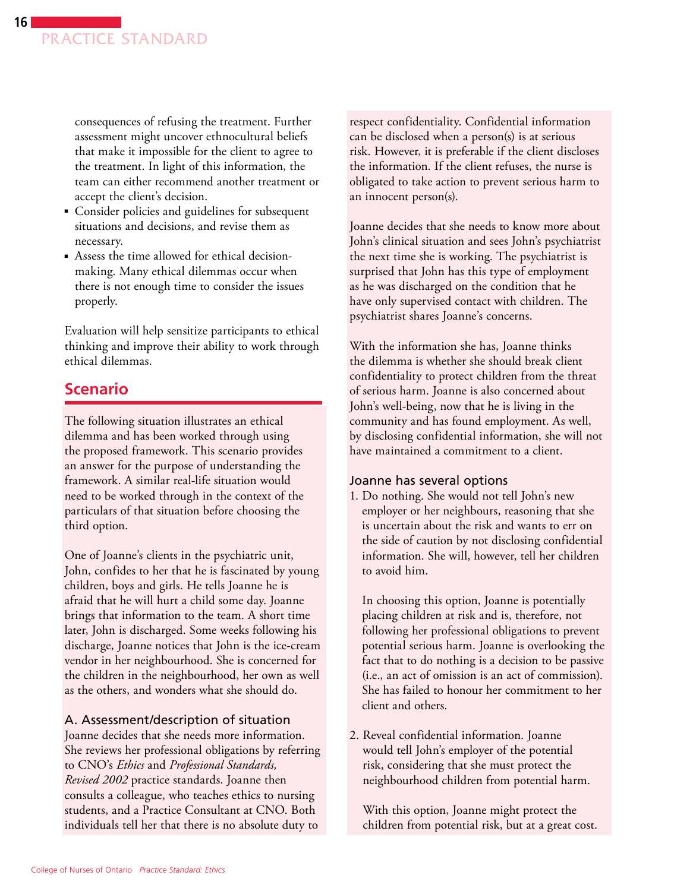consequences of refusing the treatment. Further assessment might uncover ethnocultural beliefs that make it impossible for the client to agree to the treatment. In light of this information, the team can either recommend another treatment or accept the client's decision.

- Consider policies and guidelines for subsequent situations and decisions, and revise them as necessary.
- Assess the time allowed for ethical decision-making. Many ethical dilemmas occur when there is not enough time to consider the issues properly.

Evaluation will help sensitize participants to ethical thinking and improve their ability to work through ethical dilemmas.

## Scenario

The following situation illustrates an ethical dilemma and has been worked through using the proposed framework. This scenario provides an answer for the purpose of understanding the framework. A similar real-life situation would need to be worked through in the context of the particulars of that situation before choosing the third option.

One of Joanne's clients in the psychiatric unit, John, confides to her that he is fascinated by young children, boys and girls. He tells Joanne he is afraid that he will hurt a child some day. Joanne brings that information to the team. A short time later, John is discharged. Some weeks following his discharge, Joanne notices that John is the ice-cream vendor in her neighbourhood. She is concerned for the children in the neighbourhood, her own as well as the others, and wonders what she should do.

### A. Assessment/description of situation

Joanne decides that she needs more information. She reviews her professional obligations by referring to CNO's *Ethics* and *Professional Standards, Revised 2002* practice standards. Joanne then consults a colleague, who teaches ethics to nursing students, and a Practice Consultant at CNO. Both individuals tell her that there is no absolute duty to respect confidentiality. Confidential information can be disclosed when a person(s) is at serious risk. However, it is preferable if the client discloses the information. If the client refuses, the nurse is obligated to take action to prevent serious harm to an innocent person(s).

Joanne decides that she needs to know more about John's clinical situation and sees John's psychiatrist the next time she is working. The psychiatrist is surprised that John has this type of employment as he was discharged on the condition that he have only supervised contact with children. The psychiatrist shares Joanne's concerns.

With the information she has, Joanne thinks the dilemma is whether she should break client confidentiality to protect children from the threat of serious harm. Joanne is also concerned about John's well-being, now that he is living in the community and has found employment. As well, by disclosing confidential information, she will not have maintained a commitment to a client.

### Joanne has several options

1. Do nothing. She would not tell John's new employer or her neighbours, reasoning that she is uncertain about the risk and wants to err on the side of caution by not disclosing confidential information. She will, however, tell her children to avoid him.

   In choosing this option, Joanne is potentially placing children at risk and is, therefore, not following her professional obligations to prevent potential serious harm. Joanne is overlooking the fact that to do nothing is a decision to be passive (i.e., an act of omission is an act of commission). She has failed to honour her commitment to her client and others.

2. Reveal confidential information. Joanne would tell John's employer of the potential risk, considering that she must protect the neighbourhood children from potential harm.

   With this option, Joanne might protect the children from potential risk, but at a great cost.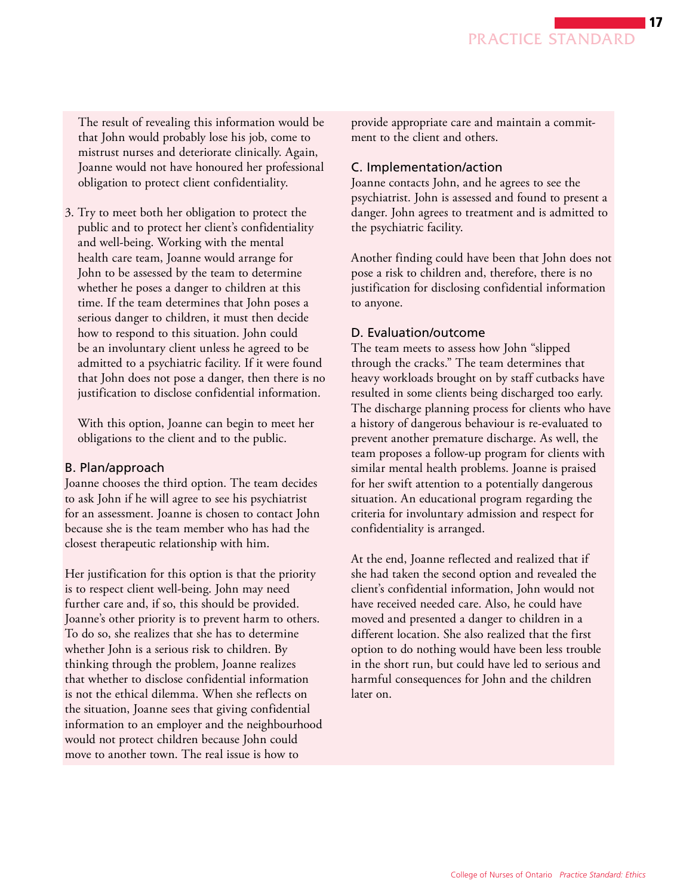The result of revealing this information would be that John would probably lose his job, come to mistrust nurses and deteriorate clinically. Again, Joanne would not have honoured her professional obligation to protect client confidentiality.

3. Try to meet both her obligation to protect the public and to protect her client's confidentiality and well-being. Working with the mental health care team, Joanne would arrange for John to be assessed by the team to determine whether he poses a danger to children at this time. If the team determines that John poses a serious danger to children, it must then decide how to respond to this situation. John could be an involuntary client unless he agreed to be admitted to a psychiatric facility. If it were found that John does not pose a danger, then there is no justification to disclose confidential information.

   With this option, Joanne can begin to meet her obligations to the client and to the public.

### B. Plan/approach

Joanne chooses the third option. The team decides to ask John if he will agree to see his psychiatrist for an assessment. Joanne is chosen to contact John because she is the team member who has had the closest therapeutic relationship with him.

Her justification for this option is that the priority is to respect client well-being. John may need further care and, if so, this should be provided. Joanne's other priority is to prevent harm to others. To do so, she realizes that she has to determine whether John is a serious risk to children. By thinking through the problem, Joanne realizes that whether to disclose confidential information is not the ethical dilemma. When she reflects on the situation, Joanne sees that giving confidential information to an employer and the neighbourhood would not protect children because John could move to another town. The real issue is how to provide appropriate care and maintain a commitment to the client and others.

### C. Implementation/action

Joanne contacts John, and he agrees to see the psychiatrist. John is assessed and found to present a danger. John agrees to treatment and is admitted to the psychiatric facility.

Another finding could have been that John does not pose a risk to children and, therefore, there is no justification for disclosing confidential information to anyone.

### D. Evaluation/outcome

The team meets to assess how John "slipped through the cracks." The team determines that heavy workloads brought on by staff cutbacks have resulted in some clients being discharged too early. The discharge planning process for clients who have a history of dangerous behaviour is re-evaluated to prevent another premature discharge. As well, the team proposes a follow-up program for clients with similar mental health problems. Joanne is praised for her swift attention to a potentially dangerous situation. An educational program regarding the criteria for involuntary admission and respect for confidentiality is arranged.

At the end, Joanne reflected and realized that if she had taken the second option and revealed the client's confidential information, John would not have received needed care. Also, he could have moved and presented a danger to children in a different location. She also realized that the first option to do nothing would have been less trouble in the short run, but could have led to serious and harmful consequences for John and the children later on.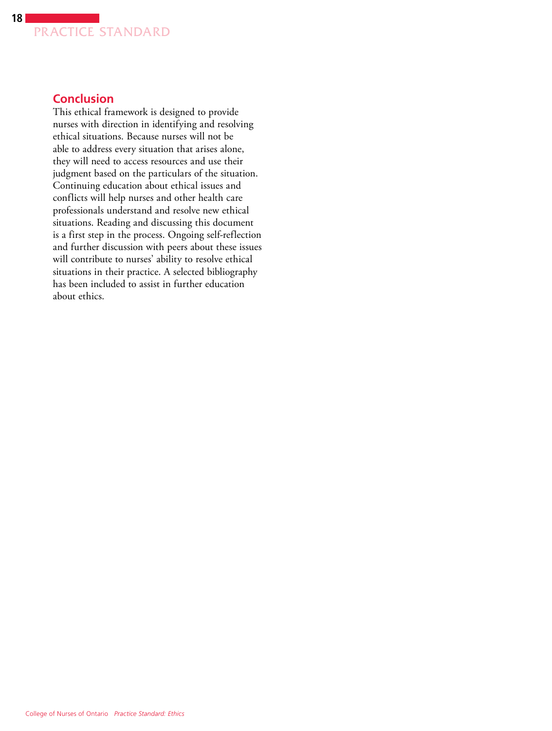## Conclusion

This ethical framework is designed to provide nurses with direction in identifying and resolving ethical situations. Because nurses will not be able to address every situation that arises alone, they will need to access resources and use their judgment based on the particulars of the situation. Continuing education about ethical issues and conflicts will help nurses and other health care professionals understand and resolve new ethical situations. Reading and discussing this document is a first step in the process. Ongoing self-reflection and further discussion with peers about these issues will contribute to nurses' ability to resolve ethical situations in their practice. A selected bibliography has been included to assist in further education about ethics.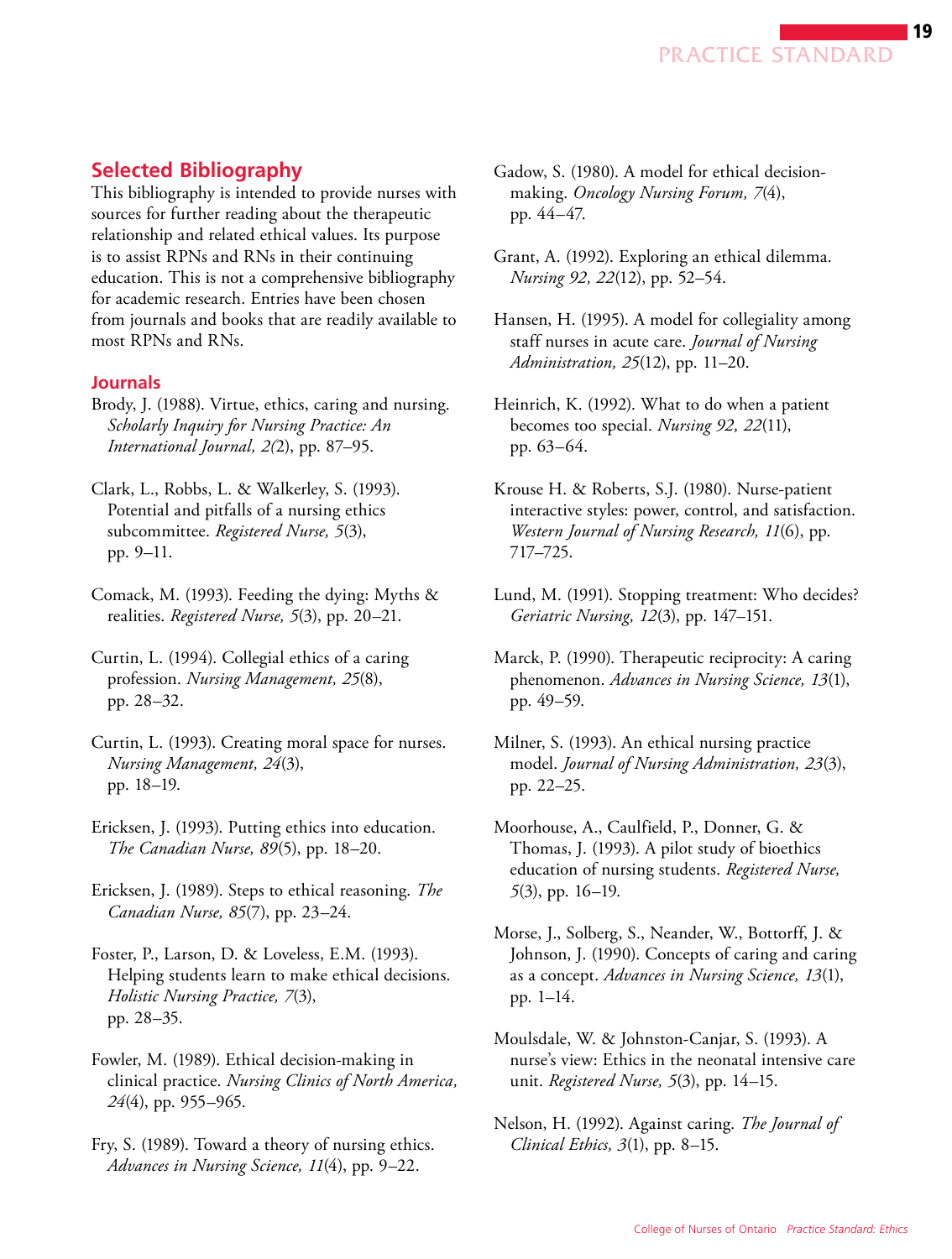## Selected Bibliography

This bibliography is intended to provide nurses with sources for further reading about the therapeutic relationship and related ethical values. Its purpose is to assist RPNs and RNs in their continuing education. This is not a comprehensive bibliography for academic research. Entries have been chosen from journals and books that are readily available to most RPNs and RNs.

### Journals

Brody, J. (1988). Virtue, ethics, caring and nursing. *Scholarly Inquiry for Nursing Practice: An International Journal, 2(*2), pp. 87–95.

Clark, L., Robbs, L. & Walkerley, S. (1993). Potential and pitfalls of a nursing ethics subcommittee. *Registered Nurse, 5*(3), pp. 9–11.

Comack, M. (1993). Feeding the dying: Myths & realities. *Registered Nurse, 5*(3), pp. 20–21.

Curtin, L. (1994). Collegial ethics of a caring profession. *Nursing Management, 25*(8), pp. 28–32.

Curtin, L. (1993). Creating moral space for nurses. *Nursing Management, 24*(3), pp. 18–19.

Ericksen, J. (1993). Putting ethics into education. *The Canadian Nurse, 89*(5), pp. 18–20.

Ericksen, J. (1989). Steps to ethical reasoning. *The Canadian Nurse, 85*(7), pp. 23–24.

Foster, P., Larson, D. & Loveless, E.M. (1993). Helping students learn to make ethical decisions. *Holistic Nursing Practice, 7*(3), pp. 28–35.

Fowler, M. (1989). Ethical decision-making in clinical practice. *Nursing Clinics of North America, 24*(4), pp. 955–965.

Fry, S. (1989). Toward a theory of nursing ethics. *Advances in Nursing Science, 11*(4), pp. 9–22.

Gadow, S. (1980). A model for ethical decision-making. *Oncology Nursing Forum, 7*(4), pp. 44–47.

Grant, A. (1992). Exploring an ethical dilemma. *Nursing 92, 22*(12), pp. 52–54.

Hansen, H. (1995). A model for collegiality among staff nurses in acute care. *Journal of Nursing Administration, 25*(12), pp. 11–20.

Heinrich, K. (1992). What to do when a patient becomes too special. *Nursing 92, 22*(11), pp. 63–64.

Krouse H. & Roberts, S.J. (1980). Nurse-patient interactive styles: power, control, and satisfaction. *Western Journal of Nursing Research, 11*(6), pp. 717–725.

Lund, M. (1991). Stopping treatment: Who decides? *Geriatric Nursing, 12*(3), pp. 147–151.

Marck, P. (1990). Therapeutic reciprocity: A caring phenomenon. *Advances in Nursing Science, 13*(1), pp. 49–59.

Milner, S. (1993). An ethical nursing practice model. *Journal of Nursing Administration, 23*(3), pp. 22–25.

Moorhouse, A., Caulfield, P., Donner, G. & Thomas, J. (1993). A pilot study of bioethics education of nursing students. *Registered Nurse, 5*(3), pp. 16–19.

Morse, J., Solberg, S., Neander, W., Bottorff, J. & Johnson, J. (1990). Concepts of caring and caring as a concept. *Advances in Nursing Science, 13*(1), pp. 1–14.

Moulsdale, W. & Johnston-Canjar, S. (1993). A nurse's view: Ethics in the neonatal intensive care unit. *Registered Nurse, 5*(3), pp. 14–15.

Nelson, H. (1992). Against caring. *The Journal of Clinical Ethics, 3*(1), pp. 8–15.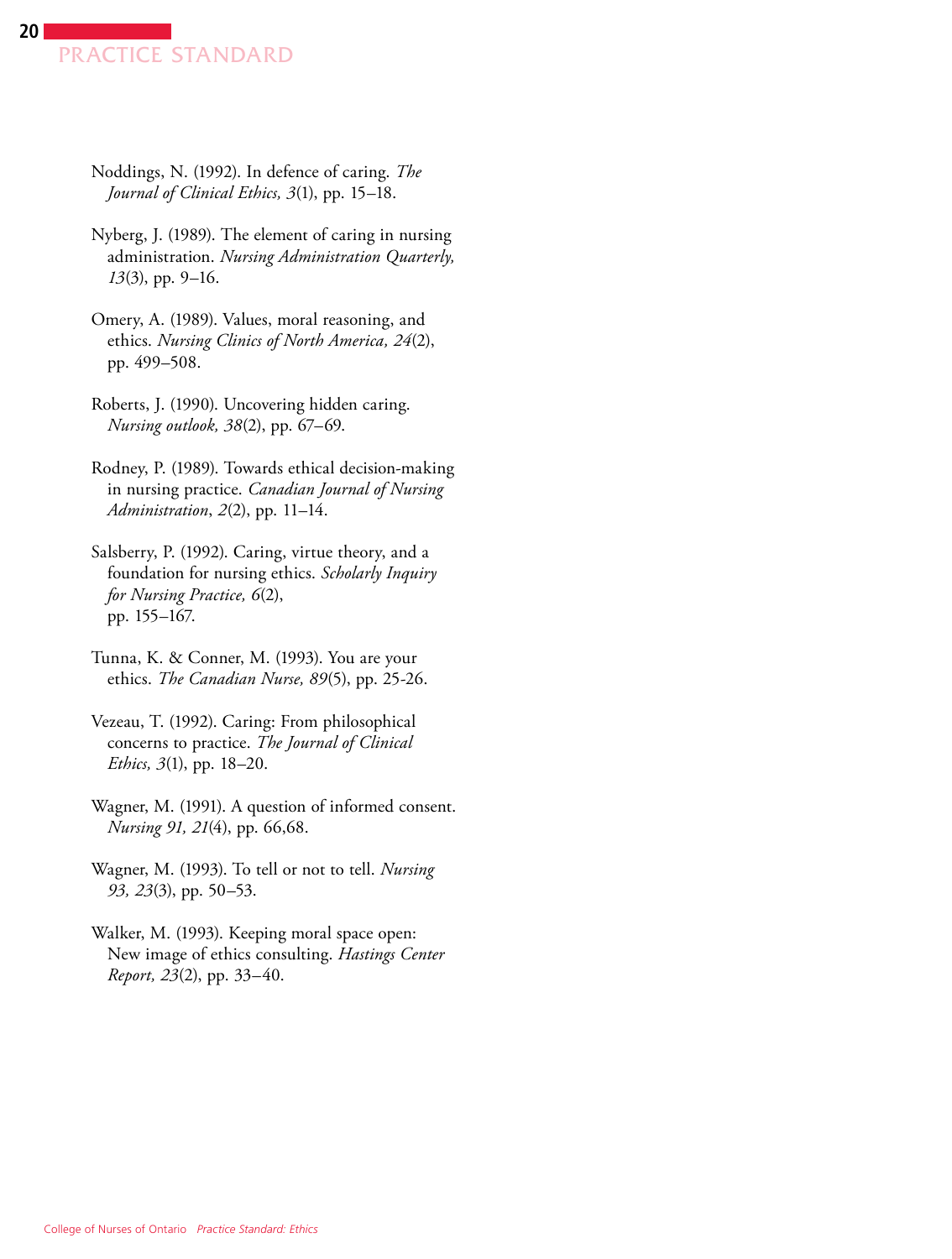Noddings, N. (1992). In defence of caring. *The Journal of Clinical Ethics, 3*(1), pp. 15–18.

Nyberg, J. (1989). The element of caring in nursing administration. *Nursing Administration Quarterly, 13*(3), pp. 9–16.

Omery, A. (1989). Values, moral reasoning, and ethics. *Nursing Clinics of North America, 24*(2), pp. 499–508.

Roberts, J. (1990). Uncovering hidden caring. *Nursing outlook, 38*(2), pp. 67–69.

Rodney, P. (1989). Towards ethical decision-making in nursing practice. *Canadian Journal of Nursing Administration*, *2*(2), pp. 11–14.

Salsberry, P. (1992). Caring, virtue theory, and a foundation for nursing ethics. *Scholarly Inquiry for Nursing Practice, 6*(2), pp. 155–167.

Tunna, K. & Conner, M. (1993). You are your ethics. *The Canadian Nurse, 89*(5), pp. 25-26.

Vezeau, T. (1992). Caring: From philosophical concerns to practice. *The Journal of Clinical Ethics, 3*(1), pp. 18–20.

Wagner, M. (1991). A question of informed consent. *Nursing 91, 21*(4), pp. 66,68.

Wagner, M. (1993). To tell or not to tell. *Nursing 93, 23*(3), pp. 50–53.

Walker, M. (1993). Keeping moral space open: New image of ethics consulting. *Hastings Center Report, 23*(2), pp. 33–40.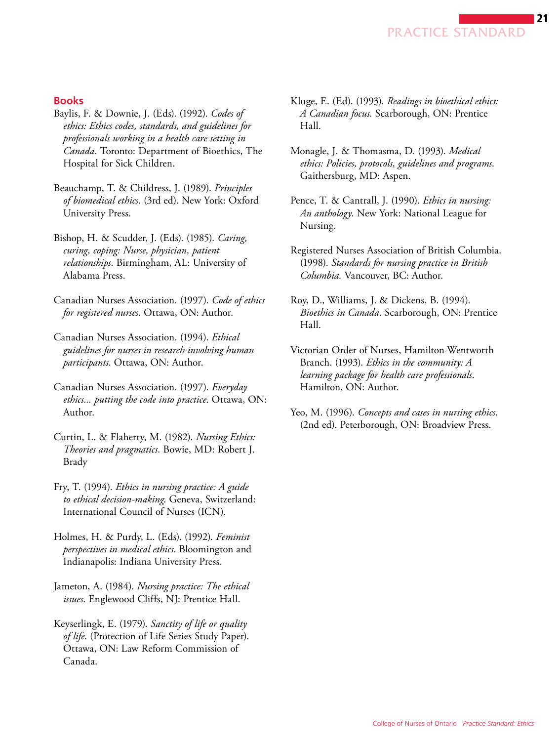## Books

Baylis, F. & Downie, J. (Eds). (1992). *Codes of ethics: Ethics codes, standards, and guidelines for professionals working in a health care setting in Canada*. Toronto: Department of Bioethics, The Hospital for Sick Children.

Beauchamp, T. & Childress, J. (1989). *Principles of biomedical ethics*. (3rd ed). New York: Oxford University Press.

Bishop, H. & Scudder, J. (Eds). (1985). *Caring, curing, coping: Nurse, physician, patient relationships*. Birmingham, AL: University of Alabama Press.

Canadian Nurses Association. (1997). *Code of ethics for registered nurses*. Ottawa, ON: Author.

Canadian Nurses Association. (1994). *Ethical guidelines for nurses in research involving human participants*. Ottawa, ON: Author.

Canadian Nurses Association. (1997). *Everyday ethics... putting the code into practice*. Ottawa, ON: Author.

Curtin, L. & Flaherty, M. (1982). *Nursing Ethics: Theories and pragmatics*. Bowie, MD: Robert J. Brady

Fry, T. (1994). *Ethics in nursing practice: A guide to ethical decision-making*. Geneva, Switzerland: International Council of Nurses (ICN).

Holmes, H. & Purdy, L. (Eds). (1992). *Feminist perspectives in medical ethics*. Bloomington and Indianapolis: Indiana University Press.

Jameton, A. (1984). *Nursing practice: The ethical issues*. Englewood Cliffs, NJ: Prentice Hall.

Keyserlingk, E. (1979). *Sanctity of life or quality of life*. (Protection of Life Series Study Paper). Ottawa, ON: Law Reform Commission of Canada.

Kluge, E. (Ed). (1993). *Readings in bioethical ethics: A Canadian focus.* Scarborough, ON: Prentice Hall.

Monagle, J. & Thomasma, D. (1993). *Medical ethics: Policies, protocols, guidelines and programs*. Gaithersburg, MD: Aspen.

Pence, T. & Cantrall, J. (1990). *Ethics in nursing: An anthology*. New York: National League for Nursing.

Registered Nurses Association of British Columbia. (1998). *Standards for nursing practice in British Columbia.* Vancouver, BC: Author.

Roy, D., Williams, J. & Dickens, B. (1994). *Bioethics in Canada*. Scarborough, ON: Prentice Hall.

Victorian Order of Nurses, Hamilton-Wentworth Branch. (1993). *Ethics in the community: A learning package for health care professionals*. Hamilton, ON: Author.

Yeo, M. (1996). *Concepts and cases in nursing ethics*. (2nd ed). Peterborough, ON: Broadview Press.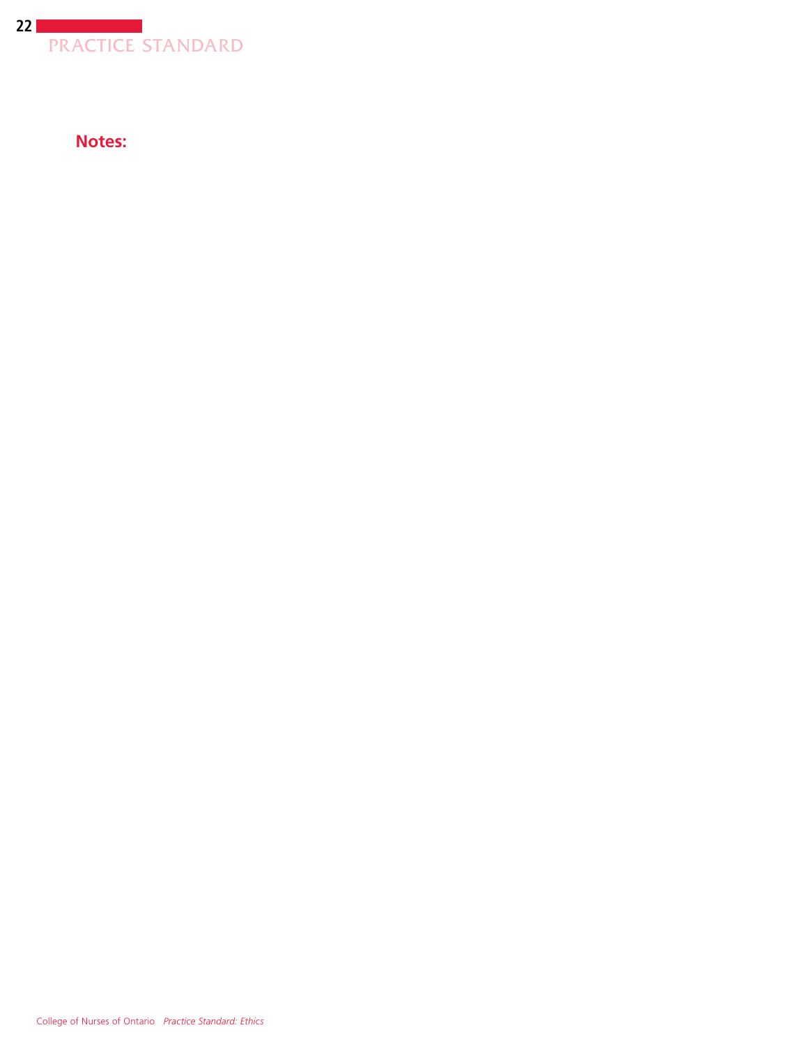**Notes:**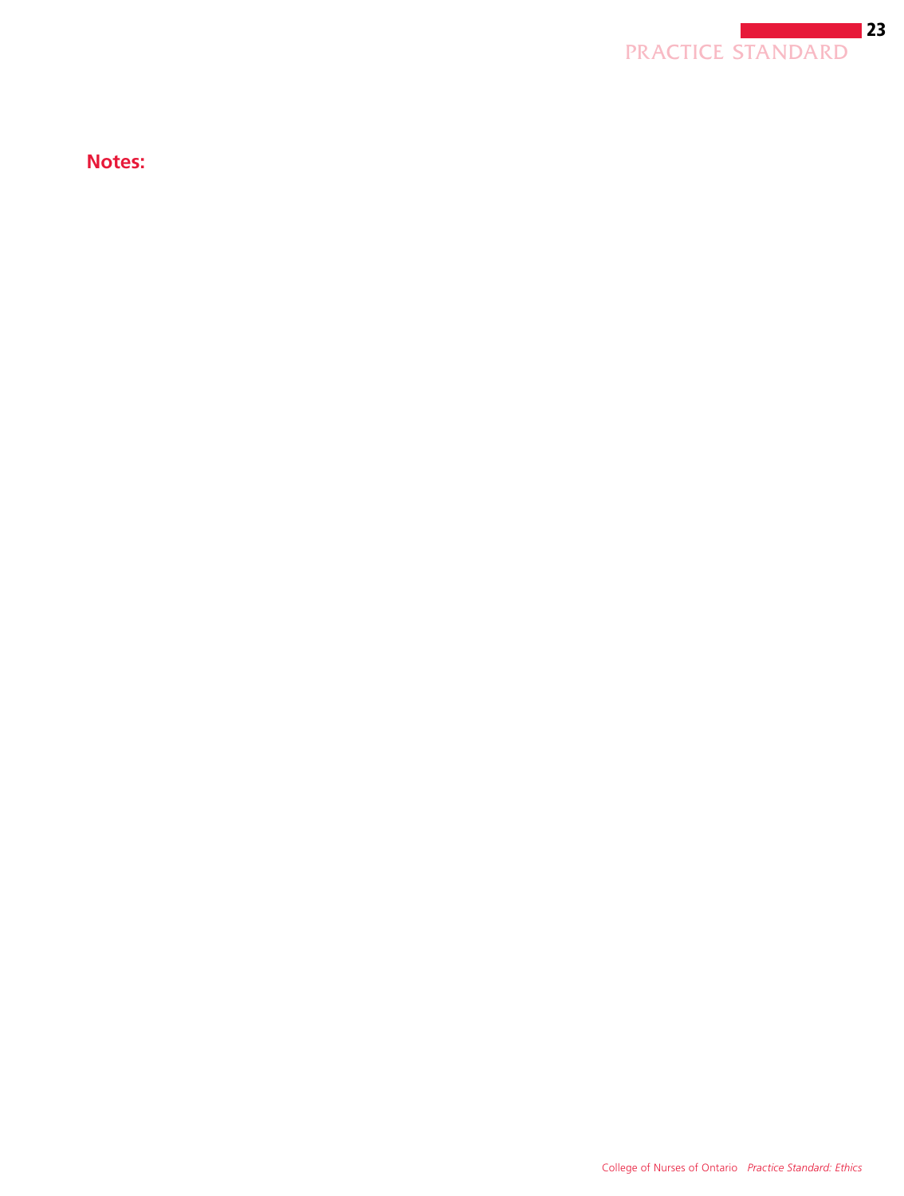**Notes:**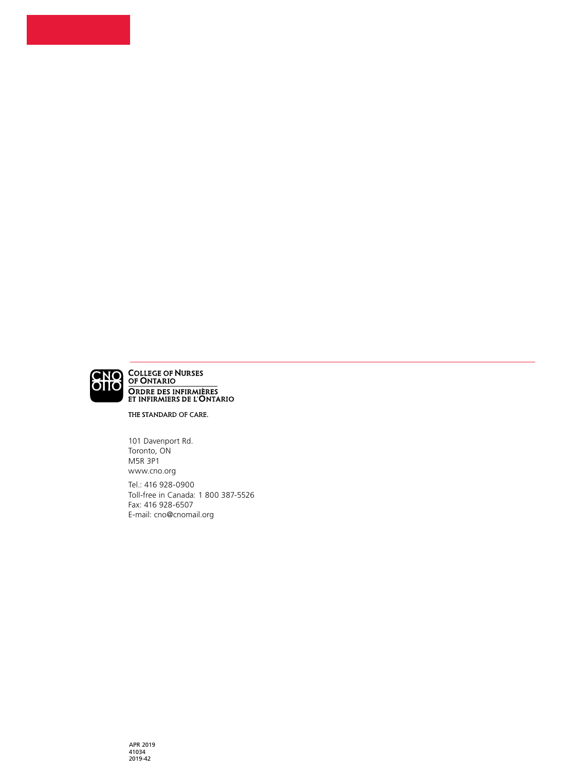College of Nurses of Ontario

Ordre des infirmières et infirmiers de l'Ontario

THE STANDARD OF CARE.

101 Davenport Rd.
Toronto, ON
M5R 3P1
www.cno.org

Tel.: 416 928-0900
Toll-free in Canada: 1 800 387-5526
Fax: 416 928-6507
E-mail: cno@cnomail.org

APR 2019
41034
2019-42